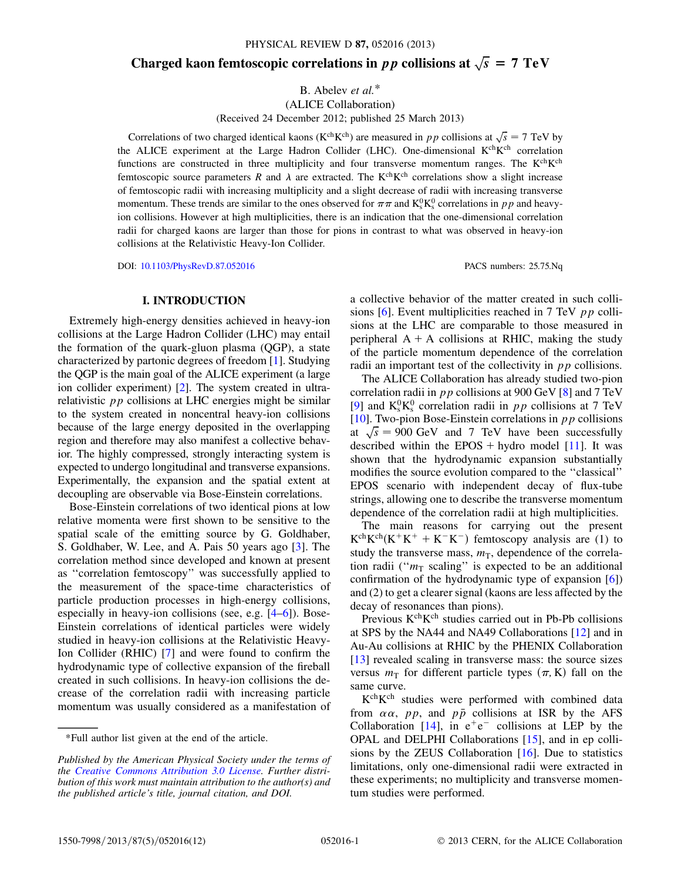# Charged kaon femtoscopic correlations in $pp$ collisions at $\sqrt{s} = 7$ TeV

B. Abelev *et al.*\*

(ALICE Collaboration)

(Received 24 December 2012; published 25 March 2013)

Correlations of two charged identical kaons ($K^{ch}K^{ch}$) are measured in $pp$ collisions at $\sqrt{s} = 7$ TeV by the ALICE experiment at the Large Hadron Collider (LHC). One-dimensional $K^{ch}K^{ch}$ correlation functions are constructed in three multiplicity and four transverse momentum ranges. The $K^{ch}K^{ch}$ femtoscopic source parameters $R$ and $\lambda$ are extracted. The $K^{ch}K^{ch}$ correlations show a slight increase of femtoscopic radii with increasing multiplicity and a slight decrease of radii with increasing transverse momentum. These trends are similar to the ones observed for $\pi\pi$ and $K^0_s K^0_s$ correlations in $pp$ and heavy-ion collisions. However at high multiplicities, there is an indication that the one-dimensional correlation radii for charged kaons are larger than those for pions in contrast to what was observed in heavy-ion collisions at the Relativistic Heavy-Ion Collider.

DOI: 10.1103/PhysRevD.87.052016 PACS numbers: 25.75.Nq

## I. INTRODUCTION

Extremely high-energy densities achieved in heavy-ion collisions at the Large Hadron Collider (LHC) may entail the formation of the quark-gluon plasma (QGP), a state characterized by partonic degrees of freedom [1]. Studying the QGP is the main goal of the ALICE experiment (a large ion collider experiment) [2]. The system created in ultra-relativistic $pp$ collisions at LHC energies might be similar to the system created in noncentral heavy-ion collisions because of the large energy deposited in the overlapping region and therefore may also manifest a collective behavior. The highly compressed, strongly interacting system is expected to undergo longitudinal and transverse expansions. Experimentally, the expansion and the spatial extent at decoupling are observable via Bose-Einstein correlations.

Bose-Einstein correlations of two identical pions at low relative momenta were first shown to be sensitive to the spatial scale of the emitting source by G. Goldhaber, S. Goldhaber, W. Lee, and A. Pais 50 years ago [3]. The correlation method since developed and known at present as ''correlation femtoscopy'' was successfully applied to the measurement of the space-time characteristics of particle production processes in high-energy collisions, especially in heavy-ion collisions (see, e.g. [4–6]). Bose-Einstein correlations of identical particles were widely studied in heavy-ion collisions at the Relativistic Heavy-Ion Collider (RHIC) [7] and were found to confirm the hydrodynamic type of collective expansion of the fireball created in such collisions. In heavy-ion collisions the decrease of the correlation radii with increasing particle momentum was usually considered as a manifestation of a collective behavior of the matter created in such collisions [6]. Event multiplicities reached in 7 TeV $pp$ collisions at the LHC are comparable to those measured in peripheral A + A collisions at RHIC, making the study of the particle momentum dependence of the correlation radii an important test of the collectivity in $pp$ collisions.

The ALICE Collaboration has already studied two-pion correlation radii in $pp$ collisions at 900 GeV [8] and 7 TeV [9] and $K^0_s K^0_s$ correlation radii in $pp$ collisions at 7 TeV [10]. Two-pion Bose-Einstein correlations in $pp$ collisions at $\sqrt{s} = 900$ GeV and 7 TeV have been successfully described within the EPOS + hydro model [11]. It was shown that the hydrodynamic expansion substantially modifies the source evolution compared to the ''classical'' EPOS scenario with independent decay of flux-tube strings, allowing one to describe the transverse momentum dependence of the correlation radii at high multiplicities.

The main reasons for carrying out the present $K^{ch}K^{ch}(K^+K^+ + K^-K^-)$ femtoscopy analysis are (1) to study the transverse mass, $m_T$, dependence of the correlation radii (''$m_T$ scaling'' is expected to be an additional confirmation of the hydrodynamic type of expansion [6]) and (2) to get a clearer signal (kaons are less affected by the decay of resonances than pions).

Previous $K^{ch}K^{ch}$ studies carried out in Pb-Pb collisions at SPS by the NA44 and NA49 Collaborations [12] and in Au-Au collisions at RHIC by the PHENIX Collaboration [13] revealed scaling in transverse mass: the source sizes versus $m_T$ for different particle types ($\pi$, K) fall on the same curve.

$K^{ch}K^{ch}$ studies were performed with combined data from $\alpha\alpha$, $pp$, and $p\bar{p}$ collisions at ISR by the AFS Collaboration [14], in $e^+e^-$ collisions at LEP by the OPAL and DELPHI Collaborations [15], and in ep collisions by the ZEUS Collaboration [16]. Due to statistics limitations, only one-dimensional radii were extracted in these experiments; no multiplicity and transverse momentum studies were performed.

---

\*Full author list given at the end of the article.

*Published by the American Physical Society under the terms of the Creative Commons Attribution 3.0 License. Further distribution of this work must maintain attribution to the author(s) and the published article's title, journal citation, and DOI.*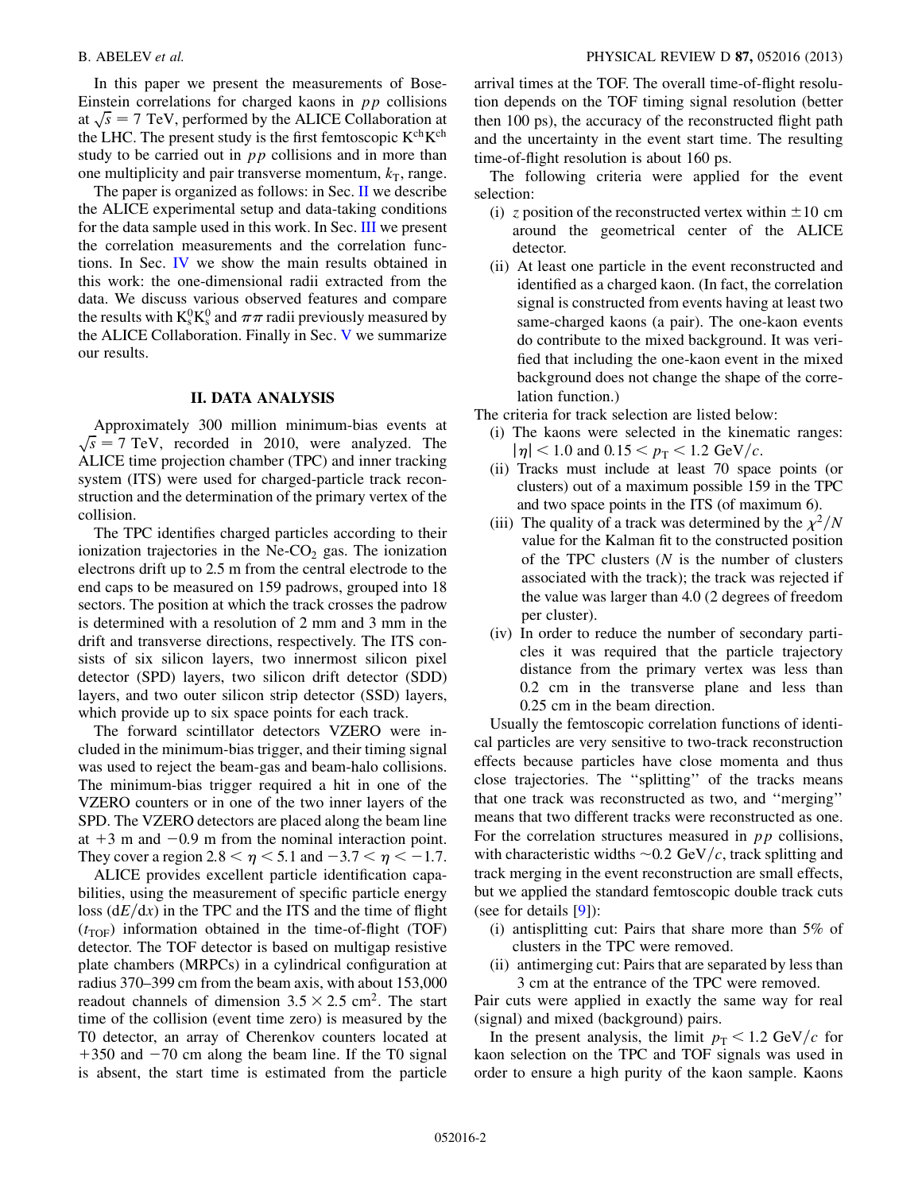In this paper we present the measurements of Bose-Einstein correlations for charged kaons in $pp$ collisions at $\sqrt{s} = 7$ TeV, performed by the ALICE Collaboration at the LHC. The present study is the first femtoscopic $K^{ch}K^{ch}$ study to be carried out in $pp$ collisions and in more than one multiplicity and pair transverse momentum, $k_T$, range.

The paper is organized as follows: in Sec. II we describe the ALICE experimental setup and data-taking conditions for the data sample used in this work. In Sec. III we present the correlation measurements and the correlation functions. In Sec. IV we show the main results obtained in this work: the one-dimensional radii extracted from the data. We discuss various observed features and compare the results with $K^0_s K^0_s$ and $\pi\pi$ radii previously measured by the ALICE Collaboration. Finally in Sec. V we summarize our results.

## II. DATA ANALYSIS

Approximately 300 million minimum-bias events at $\sqrt{s} = 7$ TeV, recorded in 2010, were analyzed. The ALICE time projection chamber (TPC) and inner tracking system (ITS) were used for charged-particle track reconstruction and the determination of the primary vertex of the collision.

The TPC identifies charged particles according to their ionization trajectories in the Ne-$CO_2$ gas. The ionization electrons drift up to 2.5 m from the central electrode to the end caps to be measured on 159 padrows, grouped into 18 sectors. The position at which the track crosses the padrow is determined with a resolution of 2 mm and 3 mm in the drift and transverse directions, respectively. The ITS consists of six silicon layers, two innermost silicon pixel detector (SPD) layers, two silicon drift detector (SDD) layers, and two outer silicon strip detector (SSD) layers, which provide up to six space points for each track.

The forward scintillator detectors VZERO were included in the minimum-bias trigger, and their timing signal was used to reject the beam-gas and beam-halo collisions. The minimum-bias trigger required a hit in one of the VZERO counters or in one of the two inner layers of the SPD. The VZERO detectors are placed along the beam line at +3 m and −0.9 m from the nominal interaction point. They cover a region $2.8 < \eta < 5.1$ and $-3.7 < \eta < -1.7$.

ALICE provides excellent particle identification capabilities, using the measurement of specific particle energy loss ($dE/dx$) in the TPC and the ITS and the time of flight ($t_{TOF}$) information obtained in the time-of-flight (TOF) detector. The TOF detector is based on multigap resistive plate chambers (MRPCs) in a cylindrical configuration at radius 370–399 cm from the beam axis, with about 153,000 readout channels of dimension $3.5 \times 2.5$ cm$^2$. The start time of the collision (event time zero) is measured by the T0 detector, an array of Cherenkov counters located at +350 and −70 cm along the beam line. If the T0 signal is absent, the start time is estimated from the particle arrival times at the TOF. The overall time-of-flight resolution depends on the TOF timing signal resolution (better then 100 ps), the accuracy of the reconstructed flight path and the uncertainty in the event start time. The resulting time-of-flight resolution is about 160 ps.

The following criteria were applied for the event selection:

(i) $z$ position of the reconstructed vertex within ±10 cm around the geometrical center of the ALICE detector.

(ii) At least one particle in the event reconstructed and identified as a charged kaon. (In fact, the correlation signal is constructed from events having at least two same-charged kaons (a pair). The one-kaon events do contribute to the mixed background. It was verified that including the one-kaon event in the mixed background does not change the shape of the correlation function.)

The criteria for track selection are listed below:

(i) The kaons were selected in the kinematic ranges: $|\eta| < 1.0$ and $0.15 < p_T < 1.2$ GeV/$c$.

(ii) Tracks must include at least 70 space points (or clusters) out of a maximum possible 159 in the TPC and two space points in the ITS (of maximum 6).

(iii) The quality of a track was determined by the $\chi^2/N$ value for the Kalman fit to the constructed position of the TPC clusters ($N$ is the number of clusters associated with the track); the track was rejected if the value was larger than 4.0 (2 degrees of freedom per cluster).

(iv) In order to reduce the number of secondary particles it was required that the particle trajectory distance from the primary vertex was less than 0.2 cm in the transverse plane and less than 0.25 cm in the beam direction.

Usually the femtoscopic correlation functions of identical particles are very sensitive to two-track reconstruction effects because particles have close momenta and thus close trajectories. The "splitting" of the tracks means that one track was reconstructed as two, and "merging" means that two different tracks were reconstructed as one. For the correlation structures measured in $pp$ collisions, with characteristic widths ~0.2 GeV/$c$, track splitting and track merging in the event reconstruction are small effects, but we applied the standard femtoscopic double track cuts (see for details [9]):

(i) antisplitting cut: Pairs that share more than 5% of clusters in the TPC were removed.

(ii) antimerging cut: Pairs that are separated by less than 3 cm at the entrance of the TPC were removed.

Pair cuts were applied in exactly the same way for real (signal) and mixed (background) pairs.

In the present analysis, the limit $p_T < 1.2$ GeV/$c$ for kaon selection on the TPC and TOF signals was used in order to ensure a high purity of the kaon sample. Kaons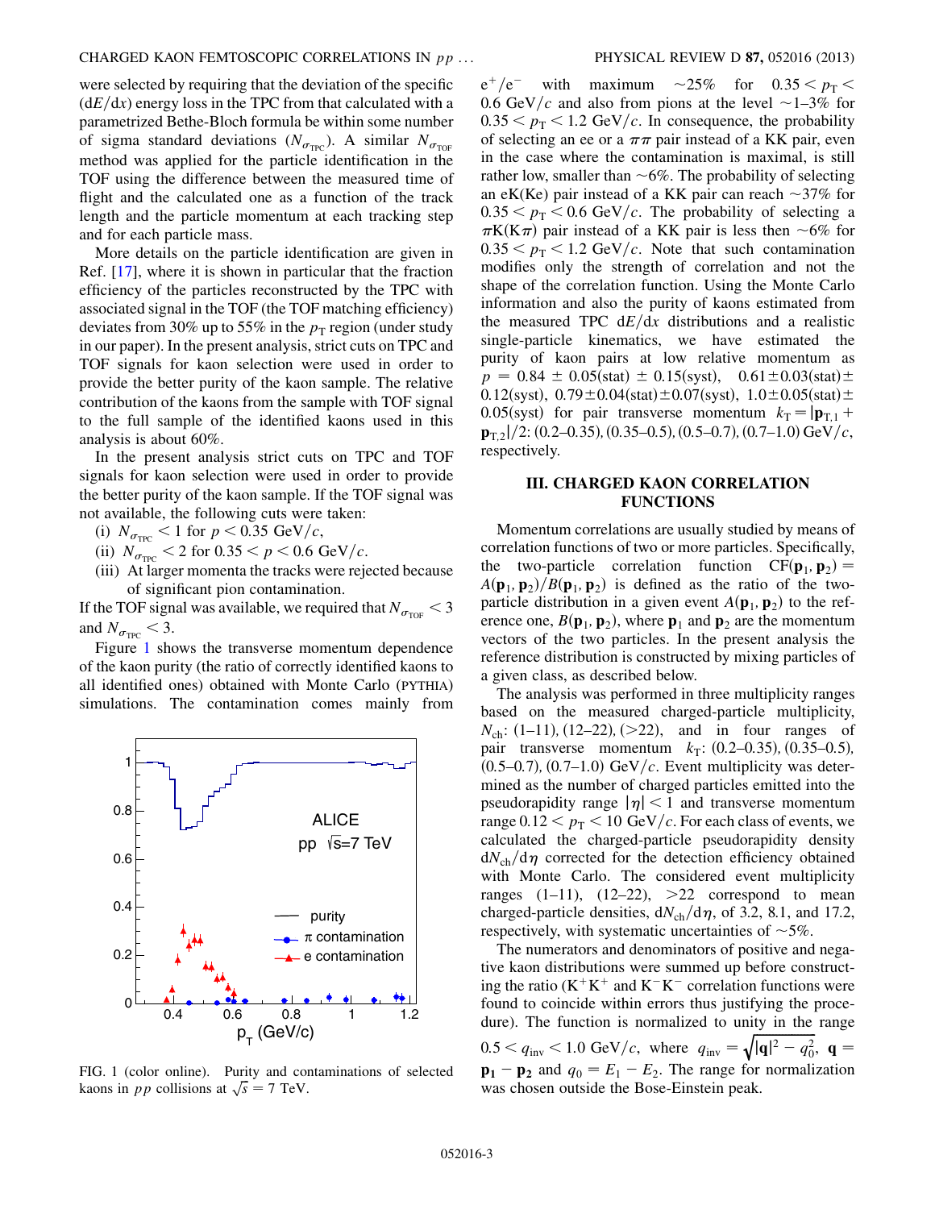were selected by requiring that the deviation of the specific ($dE/dx$) energy loss in the TPC from that calculated with a parametrized Bethe-Bloch formula be within some number of sigma standard deviations ($N_{\sigma_{\rm TPC}}$). A similar $N_{\sigma_{\rm TOF}}$ method was applied for the particle identification in the TOF using the difference between the measured time of flight and the calculated one as a function of the track length and the particle momentum at each tracking step and for each particle mass.

More details on the particle identification are given in Ref. [17], where it is shown in particular that the fraction efficiency of the particles reconstructed by the TPC with associated signal in the TOF (the TOF matching efficiency) deviates from 30% up to 55% in the $p_{\rm T}$ region (under study in our paper). In the present analysis, strict cuts on TPC and TOF signals for kaon selection were used in order to provide the better purity of the kaon sample. The relative contribution of the kaons from the sample with TOF signal to the full sample of the identified kaons used in this analysis is about 60%.

In the present analysis strict cuts on TPC and TOF signals for kaon selection were used in order to provide the better purity of the kaon sample. If the TOF signal was not available, the following cuts were taken:

(i) $N_{\sigma_{\rm TPC}} < 1$ for $p < 0.35$ GeV/$c$,
(ii) $N_{\sigma_{\rm TPC}} < 2$ for $0.35 < p < 0.6$ GeV/$c$.
(iii) At larger momenta the tracks were rejected because of significant pion contamination.

If the TOF signal was available, we required that $N_{\sigma_{\rm TOF}} < 3$ and $N_{\sigma_{\rm TPC}} < 3$.

Figure 1 shows the transverse momentum dependence of the kaon purity (the ratio of correctly identified kaons to all identified ones) obtained with Monte Carlo (PYTHIA) simulations. The contamination comes mainly from $e^+/e^-$ with maximum $\sim$25% for $0.35 < p_{\rm T} < 0.6$ GeV/$c$ and also from pions at the level $\sim$1–3% for $0.35 < p_{\rm T} < 1.2$ GeV/$c$. In consequence, the probability of selecting an ee or a $\pi\pi$ pair instead of a KK pair, even in the case where the contamination is maximal, is still rather low, smaller than $\sim$6%. The probability of selecting an eK(Ke) pair instead of a KK pair can reach $\sim$37% for $0.35 < p_{\rm T} < 0.6$ GeV/$c$. The probability of selecting a $\pi$K(K$\pi$) pair instead of a KK pair is less then $\sim$6% for $0.35 < p_{\rm T} < 1.2$ GeV/$c$. Note that such contamination modifies only the strength of correlation and not the shape of the correlation function. Using the Monte Carlo information and also the purity of kaons estimated from the measured TPC $dE/dx$ distributions and a realistic single-particle kinematics, we have estimated the purity of kaon pairs at low relative momentum as $p = 0.84 \pm 0.05$(stat) $\pm$ 0.15(syst), $0.61 \pm 0.03$(stat) $\pm$ 0.12(syst), $0.79 \pm 0.04$(stat) $\pm 0.07$(syst), $1.0 \pm 0.05$(stat) $\pm$ 0.05(syst) for pair transverse momentum $k_{\rm T} = |\mathbf{p}_{\rm T,1} + \mathbf{p}_{\rm T,2}|/2$: (0.2–0.35), (0.35–0.5), (0.5–0.7), (0.7–1.0) GeV/$c$, respectively.

FIG. 1 (color online). Purity and contaminations of selected kaons in $pp$ collisions at $\sqrt{s} = 7$ TeV.

## III. CHARGED KAON CORRELATION FUNCTIONS

Momentum correlations are usually studied by means of correlation functions of two or more particles. Specifically, the two-particle correlation function $\mathrm{CF}(\mathbf{p}_1, \mathbf{p}_2) = A(\mathbf{p}_1, \mathbf{p}_2)/B(\mathbf{p}_1, \mathbf{p}_2)$ is defined as the ratio of the two-particle distribution in a given event $A(\mathbf{p}_1, \mathbf{p}_2)$ to the reference one, $B(\mathbf{p}_1, \mathbf{p}_2)$, where $\mathbf{p}_1$ and $\mathbf{p}_2$ are the momentum vectors of the two particles. In the present analysis the reference distribution is constructed by mixing particles of a given class, as described below.

The analysis was performed in three multiplicity ranges based on the measured charged-particle multiplicity, $N_{\rm ch}$: (1–11), (12–22), (>22), and in four ranges of pair transverse momentum $k_{\rm T}$: (0.2–0.35), (0.35–0.5), (0.5–0.7), (0.7–1.0) GeV/$c$. Event multiplicity was determined as the number of charged particles emitted into the pseudorapidity range $|\eta| < 1$ and transverse momentum range $0.12 < p_{\rm T} < 10$ GeV/$c$. For each class of events, we calculated the charged-particle pseudorapidity density $dN_{\rm ch}/d\eta$ corrected for the detection efficiency obtained with Monte Carlo. The considered event multiplicity ranges (1–11), (12–22), >22 correspond to mean charged-particle densities, $dN_{\rm ch}/d\eta$, of 3.2, 8.1, and 17.2, respectively, with systematic uncertainties of $\sim$5%.

The numerators and denominators of positive and negative kaon distributions were summed up before constructing the ratio (K$^+$K$^+$ and K$^-$K$^-$ correlation functions were found to coincide within errors thus justifying the procedure). The function is normalized to unity in the range $0.5 < q_{\rm inv} < 1.0$ GeV/$c$, where $q_{\rm inv} = \sqrt{|\mathbf{q}|^2 - q_0^2}$, $\mathbf{q} = \mathbf{p_1} - \mathbf{p_2}$ and $q_0 = E_1 - E_2$. The range for normalization was chosen outside the Bose-Einstein peak.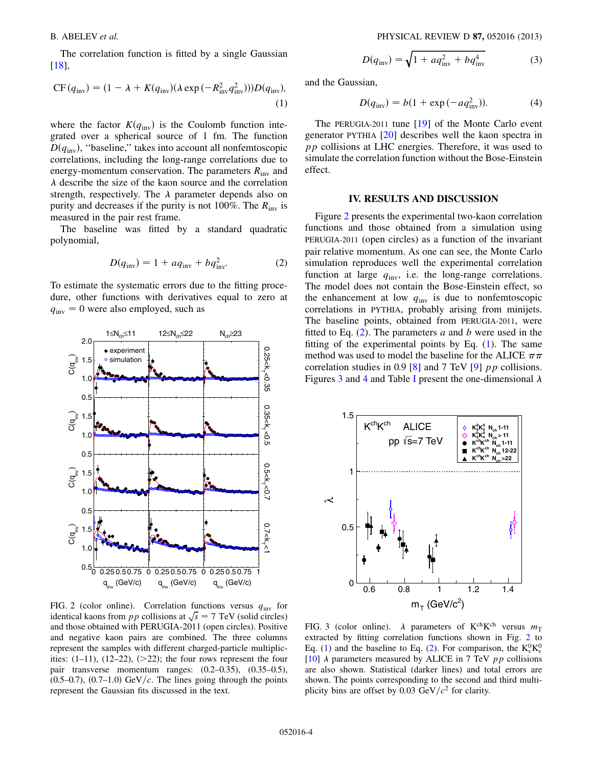The correlation function is fitted by a single Gaussian [18],

$$\mathrm{CF}(q_{\mathrm{inv}}) = (1 - \lambda + K(q_{\mathrm{inv}})(\lambda \exp(-R_{\mathrm{inv}}^2 q_{\mathrm{inv}}^2)))D(q_{\mathrm{inv}}), \tag{1}$$

where the factor $K(q_{\mathrm{inv}})$ is the Coulomb function integrated over a spherical source of 1 fm. The function $D(q_{\mathrm{inv}})$, "baseline," takes into account all nonfemtoscopic correlations, including the long-range correlations due to energy-momentum conservation. The parameters $R_{\mathrm{inv}}$ and $\lambda$ describe the size of the kaon source and the correlation strength, respectively. The $\lambda$ parameter depends also on purity and decreases if the purity is not 100%. The $R_{\mathrm{inv}}$ is measured in the pair rest frame.

The baseline was fitted by a standard quadratic polynomial,

$$D(q_{\mathrm{inv}}) = 1 + a q_{\mathrm{inv}} + b q_{\mathrm{inv}}^2. \tag{2}$$

To estimate the systematic errors due to the fitting procedure, other functions with derivatives equal to zero at $q_{\mathrm{inv}} = 0$ were also employed, such as

$$D(q_{\mathrm{inv}}) = \sqrt{1 + a q_{\mathrm{inv}}^2 + b q_{\mathrm{inv}}^4} \tag{3}$$

and the Gaussian,

$$D(q_{\mathrm{inv}}) = b(1 + \exp(-a q_{\mathrm{inv}}^2)). \tag{4}$$

FIG. 2 (color online). Correlation functions versus $q_{\mathrm{inv}}$ for identical kaons from $pp$ collisions at $\sqrt{s} = 7$ TeV (solid circles) and those obtained with PERUGIA-2011 (open circles). Positive and negative kaon pairs are combined. The three columns represent the samples with different charged-particle multiplicities: (1–11), (12–22), (>22); the four rows represent the four pair transverse momentum ranges: (0.2–0.35), (0.35–0.5), (0.5–0.7), (0.7–1.0) GeV/$c$. The lines going through the points represent the Gaussian fits discussed in the text.

The PERUGIA-2011 tune [19] of the Monte Carlo event generator PYTHIA [20] describes well the kaon spectra in $pp$ collisions at LHC energies. Therefore, it was used to simulate the correlation function without the Bose-Einstein effect.

## IV. RESULTS AND DISCUSSION

Figure 2 presents the experimental two-kaon correlation functions and those obtained from a simulation using PERUGIA-2011 (open circles) as a function of the invariant pair relative momentum. As one can see, the Monte Carlo simulation reproduces well the experimental correlation function at large $q_{\mathrm{inv}}$, i.e. the long-range correlations. The model does not contain the Bose-Einstein effect, so the enhancement at low $q_{\mathrm{inv}}$ is due to nonfemtoscopic correlations in PYTHIA, probably arising from minijets. The baseline points, obtained from PERUGIA-2011, were fitted to Eq. (2). The parameters $a$ and $b$ were used in the fitting of the experimental points by Eq. (1). The same method was used to model the baseline for the ALICE $\pi\pi$ correlation studies in 0.9 [8] and 7 TeV [9] $pp$ collisions. Figures 3 and 4 and Table I present the one-dimensional $\lambda$

FIG. 3 (color online). $\lambda$ parameters of $\mathrm{K^{ch}K^{ch}}$ versus $m_{\mathrm{T}}$ extracted by fitting correlation functions shown in Fig. 2 to Eq. (1) and the baseline to Eq. (2). For comparison, the $\mathrm{K_s^0K_s^0}$ [10] $\lambda$ parameters measured by ALICE in 7 TeV $pp$ collisions are also shown. Statistical (darker lines) and total errors are shown. The points corresponding to the second and third multiplicity bins are offset by 0.03 GeV/$c^2$ for clarity.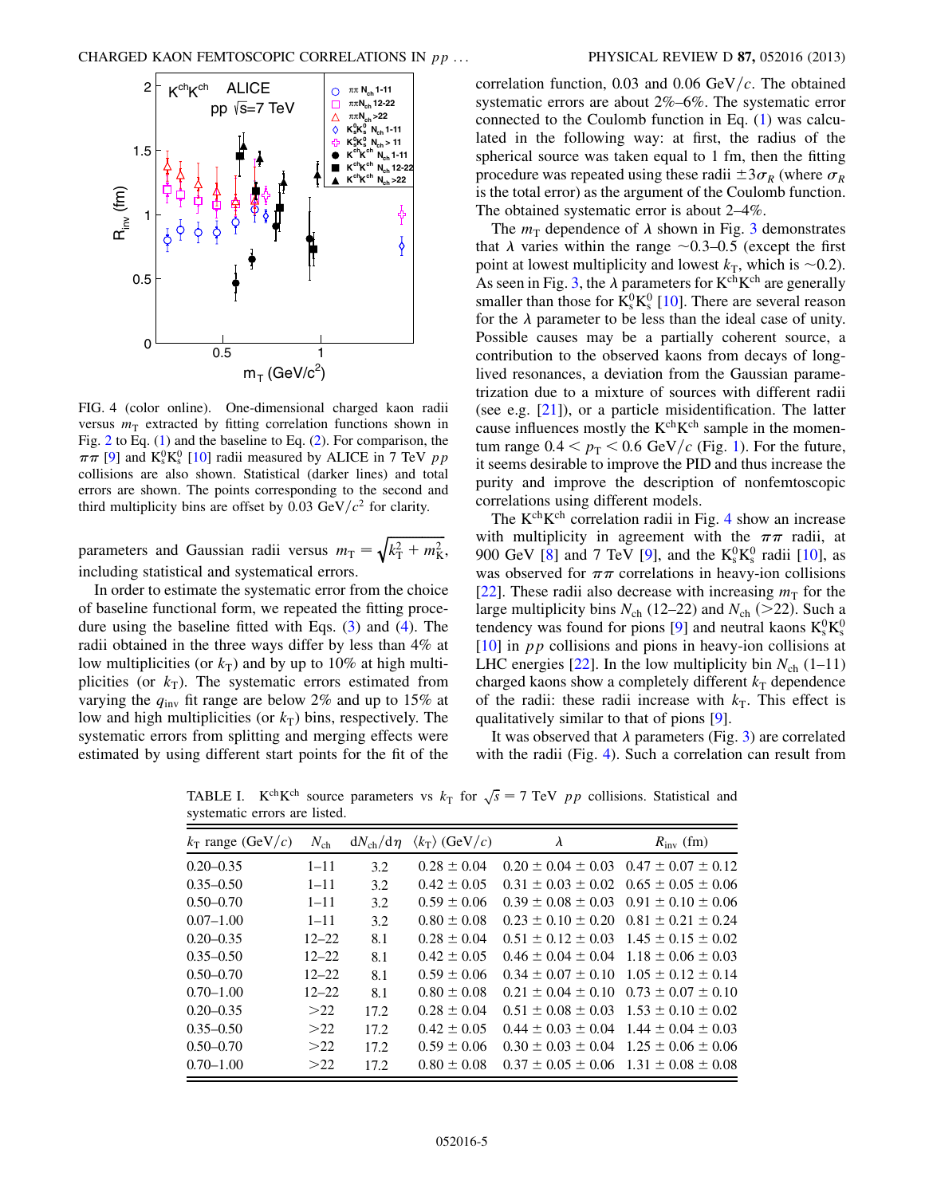FIG. 4 (color online). One-dimensional charged kaon radii versus $m_T$ extracted by fitting correlation functions shown in Fig. 2 to Eq. (1) and the baseline to Eq. (2). For comparison, the $\pi\pi$ [9] and $K_s^0K_s^0$ [10] radii measured by ALICE in 7 TeV $pp$ collisions are also shown. Statistical (darker lines) and total errors are shown. The points corresponding to the second and third multiplicity bins are offset by 0.03 GeV/$c^2$ for clarity.

parameters and Gaussian radii versus $m_T = \sqrt{k_T^2 + m_K^2}$, including statistical and systematical errors.

In order to estimate the systematic error from the choice of baseline functional form, we repeated the fitting procedure using the baseline fitted with Eqs. (3) and (4). The radii obtained in the three ways differ by less than 4% at low multiplicities (or $k_T$) and by up to 10% at high multiplicities (or $k_T$). The systematic errors estimated from varying the $q_{inv}$ fit range are below 2% and up to 15% at low and high multiplicities (or $k_T$) bins, respectively. The systematic errors from splitting and merging effects were estimated by using different start points for the fit of the correlation function, 0.03 and 0.06 GeV/$c$. The obtained systematic errors are about 2%–6%. The systematic error connected to the Coulomb function in Eq. (1) was calculated in the following way: at first, the radius of the spherical source was taken equal to 1 fm, then the fitting procedure was repeated using these radii $\pm 3\sigma_R$ (where $\sigma_R$ is the total error) as the argument of the Coulomb function. The obtained systematic error is about 2–4%.

The $m_T$ dependence of $\lambda$ shown in Fig. 3 demonstrates that $\lambda$ varies within the range ~0.3–0.5 (except the first point at lowest multiplicity and lowest $k_T$, which is ~0.2). As seen in Fig. 3, the $\lambda$ parameters for $K^{ch}K^{ch}$ are generally smaller than those for $K_s^0K_s^0$ [10]. There are several reason for the $\lambda$ parameter to be less than the ideal case of unity. Possible causes may be a partially coherent source, a contribution to the observed kaons from decays of long-lived resonances, a deviation from the Gaussian parametrization due to a mixture of sources with different radii (see e.g. [21]), or a particle misidentification. The latter cause influences mostly the $K^{ch}K^{ch}$ sample in the momentum range $0.4 < p_T < 0.6$ GeV/$c$ (Fig. 1). For the future, it seems desirable to improve the PID and thus increase the purity and improve the description of nonfemtoscopic correlations using different models.

The $K^{ch}K^{ch}$ correlation radii in Fig. 4 show an increase with multiplicity in agreement with the $\pi\pi$ radii, at 900 GeV [8] and 7 TeV [9], and the $K_s^0K_s^0$ radii [10], as was observed for $\pi\pi$ correlations in heavy-ion collisions [22]. These radii also decrease with increasing $m_T$ for the large multiplicity bins $N_{ch}$ (12–22) and $N_{ch}$ (>22). Such a tendency was found for pions [9] and neutral kaons $K_s^0K_s^0$ [10] in $pp$ collisions and pions in heavy-ion collisions at LHC energies [22]. In the low multiplicity bin $N_{ch}$ (1–11) charged kaons show a completely different $k_T$ dependence of the radii: these radii increase with $k_T$. This effect is qualitatively similar to that of pions [9].

It was observed that $\lambda$ parameters (Fig. 3) are correlated with the radii (Fig. 4). Such a correlation can result from

TABLE I. $K^{ch}K^{ch}$ source parameters vs $k_T$ for $\sqrt{s} = 7$ TeV $pp$ collisions. Statistical and systematic errors are listed.

| $k_T$ range (GeV/$c$) | $N_{ch}$ | $dN_{ch}/d\eta$ | $\langle k_T \rangle$ (GeV/$c$) | $\lambda$ | $R_{inv}$ (fm) |
|---|---|---|---|---|---|
| 0.20–0.35 | 1–11 | 3.2 | 0.28 ± 0.04 | 0.20 ± 0.04 ± 0.03 | 0.47 ± 0.07 ± 0.12 |
| 0.35–0.50 | 1–11 | 3.2 | 0.42 ± 0.05 | 0.31 ± 0.03 ± 0.02 | 0.65 ± 0.05 ± 0.06 |
| 0.50–0.70 | 1–11 | 3.2 | 0.59 ± 0.06 | 0.39 ± 0.08 ± 0.03 | 0.91 ± 0.10 ± 0.06 |
| 0.07–1.00 | 1–11 | 3.2 | 0.80 ± 0.08 | 0.23 ± 0.10 ± 0.20 | 0.81 ± 0.21 ± 0.24 |
| 0.20–0.35 | 12–22 | 8.1 | 0.28 ± 0.04 | 0.51 ± 0.12 ± 0.03 | 1.45 ± 0.15 ± 0.02 |
| 0.35–0.50 | 12–22 | 8.1 | 0.42 ± 0.05 | 0.46 ± 0.04 ± 0.04 | 1.18 ± 0.06 ± 0.03 |
| 0.50–0.70 | 12–22 | 8.1 | 0.59 ± 0.06 | 0.34 ± 0.07 ± 0.10 | 1.05 ± 0.12 ± 0.14 |
| 0.70–1.00 | 12–22 | 8.1 | 0.80 ± 0.08 | 0.21 ± 0.04 ± 0.10 | 0.73 ± 0.07 ± 0.10 |
| 0.20–0.35 | >22 | 17.2 | 0.28 ± 0.04 | 0.51 ± 0.08 ± 0.03 | 1.53 ± 0.10 ± 0.02 |
| 0.35–0.50 | >22 | 17.2 | 0.42 ± 0.05 | 0.44 ± 0.03 ± 0.04 | 1.44 ± 0.04 ± 0.03 |
| 0.50–0.70 | >22 | 17.2 | 0.59 ± 0.06 | 0.30 ± 0.03 ± 0.04 | 1.25 ± 0.06 ± 0.06 |
| 0.70–1.00 | >22 | 17.2 | 0.80 ± 0.08 | 0.37 ± 0.05 ± 0.06 | 1.31 ± 0.08 ± 0.08 |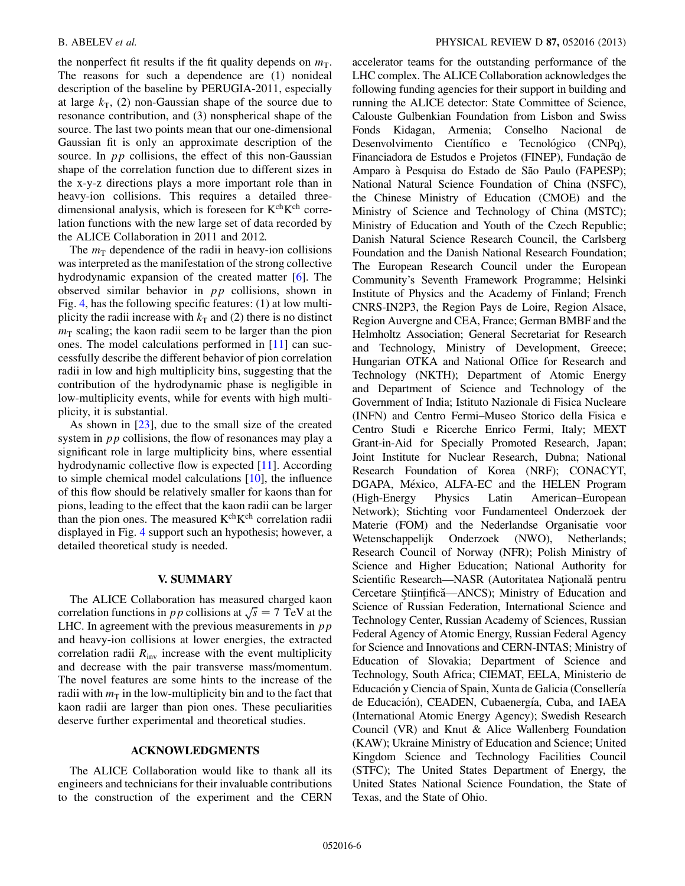the nonperfect fit results if the fit quality depends on $m_T$. The reasons for such a dependence are (1) nonideal description of the baseline by PERUGIA-2011, especially at large $k_T$, (2) non-Gaussian shape of the source due to resonance contribution, and (3) nonspherical shape of the source. The last two points mean that our one-dimensional Gaussian fit is only an approximate description of the source. In $pp$ collisions, the effect of this non-Gaussian shape of the correlation function due to different sizes in the x-y-z directions plays a more important role than in heavy-ion collisions. This requires a detailed three-dimensional analysis, which is foreseen for $K^{ch}K^{ch}$ correlation functions with the new large set of data recorded by the ALICE Collaboration in 2011 and 2012.

The $m_T$ dependence of the radii in heavy-ion collisions was interpreted as the manifestation of the strong collective hydrodynamic expansion of the created matter [6]. The observed similar behavior in $pp$ collisions, shown in Fig. 4, has the following specific features: (1) at low multiplicity the radii increase with $k_T$ and (2) there is no distinct $m_T$ scaling; the kaon radii seem to be larger than the pion ones. The model calculations performed in [11] can successfully describe the different behavior of pion correlation radii in low and high multiplicity bins, suggesting that the contribution of the hydrodynamic phase is negligible in low-multiplicity events, while for events with high multiplicity, it is substantial.

As shown in [23], due to the small size of the created system in $pp$ collisions, the flow of resonances may play a significant role in large multiplicity bins, where essential hydrodynamic collective flow is expected [11]. According to simple chemical model calculations [10], the influence of this flow should be relatively smaller for kaons than for pions, leading to the effect that the kaon radii can be larger than the pion ones. The measured $K^{ch}K^{ch}$ correlation radii displayed in Fig. 4 support such an hypothesis; however, a detailed theoretical study is needed.

## V. SUMMARY

The ALICE Collaboration has measured charged kaon correlation functions in $pp$ collisions at $\sqrt{s} = 7$ TeV at the LHC. In agreement with the previous measurements in $pp$ and heavy-ion collisions at lower energies, the extracted correlation radii $R_{inv}$ increase with the event multiplicity and decrease with the pair transverse mass/momentum. The novel features are some hints to the increase of the radii with $m_T$ in the low-multiplicity bin and to the fact that kaon radii are larger than pion ones. These peculiarities deserve further experimental and theoretical studies.

## ACKNOWLEDGMENTS

The ALICE Collaboration would like to thank all its engineers and technicians for their invaluable contributions to the construction of the experiment and the CERN accelerator teams for the outstanding performance of the LHC complex. The ALICE Collaboration acknowledges the following funding agencies for their support in building and running the ALICE detector: State Committee of Science, Calouste Gulbenkian Foundation from Lisbon and Swiss Fonds Kidagan, Armenia; Conselho Nacional de Desenvolvimento Científico e Tecnológico (CNPq), Financiadora de Estudos e Projetos (FINEP), Fundação de Amparo à Pesquisa do Estado de São Paulo (FAPESP); National Natural Science Foundation of China (NSFC), the Chinese Ministry of Education (CMOE) and the Ministry of Science and Technology of China (MSTC); Ministry of Education and Youth of the Czech Republic; Danish Natural Science Research Council, the Carlsberg Foundation and the Danish National Research Foundation; The European Research Council under the European Community's Seventh Framework Programme; Helsinki Institute of Physics and the Academy of Finland; French CNRS-IN2P3, the Region Pays de Loire, Region Alsace, Region Auvergne and CEA, France; German BMBF and the Helmholtz Association; General Secretariat for Research and Technology, Ministry of Development, Greece; Hungarian OTKA and National Office for Research and Technology (NKTH); Department of Atomic Energy and Department of Science and Technology of the Government of India; Istituto Nazionale di Fisica Nucleare (INFN) and Centro Fermi–Museo Storico della Fisica e Centro Studi e Ricerche Enrico Fermi, Italy; MEXT Grant-in-Aid for Specially Promoted Research, Japan; Joint Institute for Nuclear Research, Dubna; National Research Foundation of Korea (NRF); CONACYT, DGAPA, México, ALFA-EC and the HELEN Program (High-Energy Physics Latin American–European Network); Stichting voor Fundamenteel Onderzoek der Materie (FOM) and the Nederlandse Organisatie voor Wetenschappelijk Onderzoek (NWO), Netherlands; Research Council of Norway (NFR); Polish Ministry of Science and Higher Education; National Authority for Scientific Research—NASR (Autoritatea Națională pentru Cercetare Științifică—ANCS); Ministry of Education and Science of Russian Federation, International Science and Technology Center, Russian Academy of Sciences, Russian Federal Agency of Atomic Energy, Russian Federal Agency for Science and Innovations and CERN-INTAS; Ministry of Education of Slovakia; Department of Science and Technology, South Africa; CIEMAT, EELA, Ministerio de Educación y Ciencia of Spain, Xunta de Galicia (Consellería de Educación), CEADEN, Cubaenergía, Cuba, and IAEA (International Atomic Energy Agency); Swedish Research Council (VR) and Knut & Alice Wallenberg Foundation (KAW); Ukraine Ministry of Education and Science; United Kingdom Science and Technology Facilities Council (STFC); The United States Department of Energy, the United States National Science Foundation, the State of Texas, and the State of Ohio.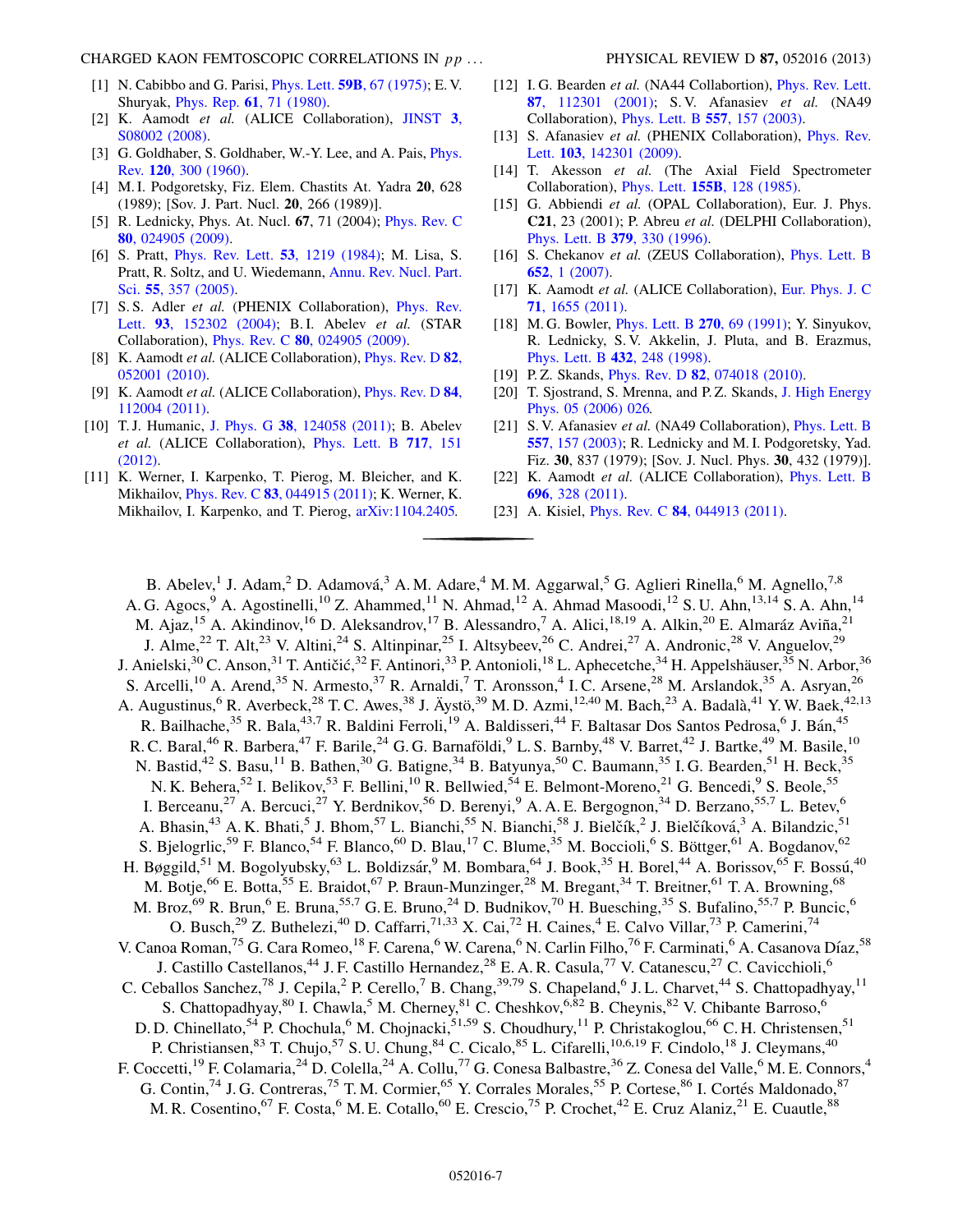[1] N. Cabibbo and G. Parisi, Phys. Lett. **59B**, 67 (1975); E. V. Shuryak, Phys. Rep. **61**, 71 (1980).

[2] K. Aamodt *et al.* (ALICE Collaboration), JINST **3**, S08002 (2008).

[3] G. Goldhaber, S. Goldhaber, W.-Y. Lee, and A. Pais, Phys. Rev. **120**, 300 (1960).

[4] M. I. Podgoretsky, Fiz. Elem. Chastits At. Yadra **20**, 628 (1989); [Sov. J. Part. Nucl. **20**, 266 (1989)].

[5] R. Lednicky, Phys. At. Nucl. **67**, 71 (2004); Phys. Rev. C **80**, 024905 (2009).

[6] S. Pratt, Phys. Rev. Lett. **53**, 1219 (1984); M. Lisa, S. Pratt, R. Soltz, and U. Wiedemann, Annu. Rev. Nucl. Part. Sci. **55**, 357 (2005).

[7] S. S. Adler *et al.* (PHENIX Collaboration), Phys. Rev. Lett. **93**, 152302 (2004); B. I. Abelev *et al.* (STAR Collaboration), Phys. Rev. C **80**, 024905 (2009).

[8] K. Aamodt *et al.* (ALICE Collaboration), Phys. Rev. D **82**, 052001 (2010).

[9] K. Aamodt *et al.* (ALICE Collaboration), Phys. Rev. D **84**, 112004 (2011).

[10] T. J. Humanic, J. Phys. G **38**, 124058 (2011); B. Abelev *et al.* (ALICE Collaboration), Phys. Lett. B **717**, 151 (2012).

[11] K. Werner, I. Karpenko, T. Pierog, M. Bleicher, and K. Mikhailov, Phys. Rev. C **83**, 044915 (2011); K. Werner, K. Mikhailov, I. Karpenko, and T. Pierog, arXiv:1104.2405.

[12] I. G. Bearden *et al.* (NA44 Collabortion), Phys. Rev. Lett. **87**, 112301 (2001); S. V. Afanasiev *et al.* (NA49 Collaboration), Phys. Lett. B **557**, 157 (2003).

[13] S. Afanasiev *et al.* (PHENIX Collaboration), Phys. Rev. Lett. **103**, 142301 (2009).

[14] T. Akesson *et al.* (The Axial Field Spectrometer Collaboration), Phys. Lett. **155B**, 128 (1985).

[15] G. Abbiendi *et al.* (OPAL Collaboration), Eur. J. Phys. **C21**, 23 (2001); P. Abreu *et al.* (DELPHI Collaboration), Phys. Lett. B **379**, 330 (1996).

[16] S. Chekanov *et al.* (ZEUS Collaboration), Phys. Lett. B **652**, 1 (2007).

[17] K. Aamodt *et al.* (ALICE Collaboration), Eur. Phys. J. C **71**, 1655 (2011).

[18] M. G. Bowler, Phys. Lett. B **270**, 69 (1991); Y. Sinyukov, R. Lednicky, S. V. Akkelin, J. Pluta, and B. Erazmus, Phys. Lett. B **432**, 248 (1998).

[19] P. Z. Skands, Phys. Rev. D **82**, 074018 (2010).

[20] T. Sjostrand, S. Mrenna, and P. Z. Skands, J. High Energy Phys. 05 (2006) 026.

[21] S. V. Afanasiev *et al.* (NA49 Collaboration), Phys. Lett. B **557**, 157 (2003); R. Lednicky and M. I. Podgoretsky, Yad. Fiz. **30**, 837 (1979); [Sov. J. Nucl. Phys. **30**, 432 (1979)].

[22] K. Aamodt *et al.* (ALICE Collaboration), Phys. Lett. B **696**, 328 (2011).

[23] A. Kisiel, Phys. Rev. C **84**, 044913 (2011).

---

B. Abelev,[1] J. Adam,[2] D. Adamová,[3] A. M. Adare,[4] M. M. Aggarwal,[5] G. Aglieri Rinella,[6] M. Agnello,[7,8] A. G. Agocs,[9] A. Agostinelli,[10] Z. Ahammed,[11] N. Ahmad,[12] A. Ahmad Masoodi,[12] S. U. Ahn,[13,14] S. A. Ahn,[14] M. Ajaz,[15] A. Akindinov,[16] D. Aleksandrov,[17] B. Alessandro,[7] A. Alici,[18,19] A. Alkin,[20] E. Almaráz Aviña,[21] J. Alme,[22] T. Alt,[23] V. Altini,[24] S. Altinpinar,[25] I. Altsybeev,[26] C. Andrei,[27] A. Andronic,[28] V. Anguelov,[29] J. Anielski,[30] C. Anson,[31] T. Antičić,[32] F. Antinori,[33] P. Antonioli,[18] L. Aphecetche,[34] H. Appelshäuser,[35] N. Arbor,[36] S. Arcelli,[10] A. Arend,[35] N. Armesto,[37] R. Arnaldi,[7] T. Aronsson,[4] I. C. Arsene,[28] M. Arslandok,[35] A. Asryan,[26] A. Augustinus,[6] R. Averbeck,[28] T. C. Awes,[38] J. Äystö,[39] M. D. Azmi,[12,40] M. Bach,[23] A. Badalà,[41] Y. W. Baek,[42,13] R. Bailhache,[35] R. Bala,[43,7] R. Baldini Ferroli,[19] A. Baldisseri,[44] F. Baltasar Dos Santos Pedrosa,[6] J. Bán,[45] R. C. Baral,[46] R. Barbera,[47] F. Barile,[24] G. G. Barnaföldi,[9] L. S. Barnby,[48] V. Barret,[42] J. Bartke,[49] M. Basile,[10] N. Bastid,[42] S. Basu,[11] B. Bathen,[30] G. Batigne,[34] B. Batyunya,[50] C. Baumann,[35] I. G. Bearden,[51] H. Beck,[35] N. K. Behera,[52] I. Belikov,[53] F. Bellini,[10] R. Bellwied,[54] E. Belmont-Moreno,[21] G. Bencedi,[9] S. Beole,[55] I. Berceanu,[27] A. Bercuci,[27] Y. Berdnikov,[56] D. Berenyi,[9] A. A. E. Bergognon,[34] D. Berzano,[55,7] L. Betev,[6] A. Bhasin,[43] A. K. Bhati,[5] J. Bhom,[57] L. Bianchi,[55] N. Bianchi,[58] J. Bielčík,[2] J. Bielčíková,[3] A. Bilandzic,[51] S. Bjelogrlic,[59] F. Blanco,[54] F. Blanco,[60] D. Blau,[17] C. Blume,[35] M. Boccioli,[6] S. Böttger,[61] A. Bogdanov,[62] H. Bøggild,[51] M. Bogolyubsky,[63] L. Boldizsár,[9] M. Bombara,[64] J. Book,[35] H. Borel,[44] A. Borissov,[65] F. Bossú,[40] M. Botje,[66] E. Botta,[55] E. Braidot,[67] P. Braun-Munzinger,[28] M. Bregant,[34] T. Breitner,[61] T. A. Browning,[68] M. Broz,[69] R. Brun,[6] E. Bruna,[55,7] G. E. Bruno,[24] D. Budnikov,[70] H. Buesching,[35] S. Bufalino,[55,7] P. Buncic,[6] O. Busch,[29] Z. Buthelezi,[40] D. Caffarri,[71,33] X. Cai,[72] H. Caines,[4] E. Calvo Villar,[73] P. Camerini,[74] V. Canoa Roman,[75] G. Cara Romeo,[18] F. Carena,[6] W. Carena,[6] N. Carlin Filho,[76] F. Carminati,[6] A. Casanova Díaz,[58] J. Castillo Castellanos,[44] J. F. Castillo Hernandez,[28] E. A. R. Casula,[77] V. Catanescu,[27] C. Cavicchioli,[6] C. Ceballos Sanchez,[78] J. Cepila,[2] P. Cerello,[7] B. Chang,[39,79] S. Chapeland,[6] J. L. Charvet,[44] S. Chattopadhyay,[11] S. Chattopadhyay,[80] I. Chawla,[5] M. Cherney,[81] C. Cheshkov,[6,82] B. Cheynis,[82] V. Chibante Barroso,[6] D. D. Chinellato,[54] P. Chochula,[6] M. Chojnacki,[51,59] S. Choudhury,[11] P. Christakoglou,[66] C. H. Christensen,[51] P. Christiansen,[83] T. Chujo,[57] S. U. Chung,[84] C. Cicalo,[85] L. Cifarelli,[10,6,19] F. Cindolo,[18] J. Cleymans,[40] F. Coccetti,[19] F. Colamaria,[24] D. Colella,[24] A. Collu,[77] G. Conesa Balbastre,[36] Z. Conesa del Valle,[6] M. E. Connors,[4] G. Contin,[74] J. G. Contreras,[75] T. M. Cormier,[65] Y. Corrales Morales,[55] P. Cortese,[86] I. Cortés Maldonado,[87] M. R. Cosentino,[67] F. Costa,[6] M. E. Cotallo,[60] E. Crescio,[75] P. Crochet,[42] E. Cruz Alaniz,[21] E. Cuautle,[88]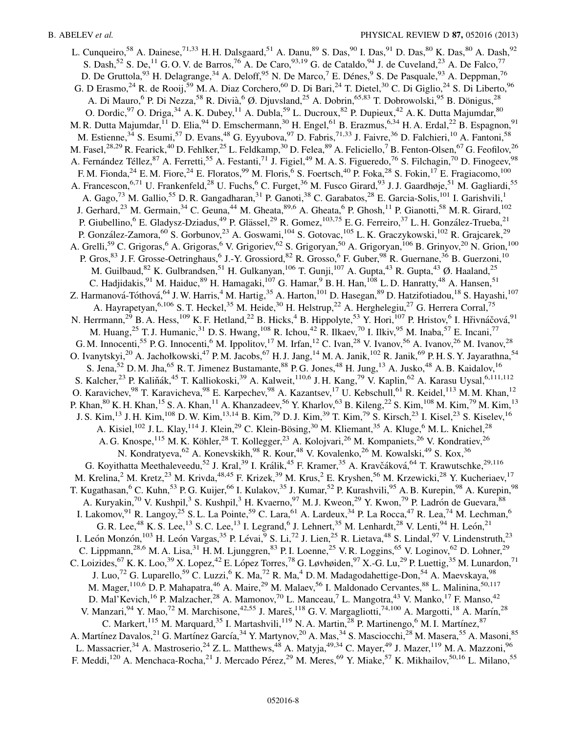L. Cunqueiro,[58] A. Dainese,[71,33] H. H. Dalsgaard,[51] A. Danu,[89] S. Das,[90] I. Das,[91] D. Das,[80] K. Das,[80] A. Dash,[92] S. Dash,[52] S. De,[11] G. O. V. de Barros,[76] A. De Caro,[93,19] G. de Cataldo,[94] J. de Cuveland,[23] A. De Falco,[77] D. De Gruttola,[93] H. Delagrange,[34] A. Deloff,[95] N. De Marco,[7] E. Dénes,[9] S. De Pasquale,[93] A. Deppman,[76] G. D Erasmo,[24] R. de Rooij,[59] M. A. Diaz Corchero,[60] D. Di Bari,[24] T. Dietel,[30] C. Di Giglio,[24] S. Di Liberto,[96] A. Di Mauro,[6] P. Di Nezza,[58] R. Divià,[6] Ø. Djuvsland,[25] A. Dobrin,[65,83] T. Dobrowolski,[95] B. Dönigus,[28] O. Dordic,[97] O. Driga,[34] A. K. Dubey,[11] A. Dubla,[59] L. Ducroux,[82] P. Dupieux,[42] A. K. Dutta Majumdar,[80] M. R. Dutta Majumdar,[11] D. Elia,[94] D. Emschermann,[30] H. Engel,[61] B. Erazmus,[6,34] H. A. Erdal,[22] B. Espagnon,[91] M. Estienne,[34] S. Esumi,[57] D. Evans,[48] G. Eyyubova,[97] D. Fabris,[71,33] J. Faivre,[36] D. Falchieri,[10] A. Fantoni,[58] M. Fasel,[28,29] R. Fearick,[40] D. Fehlker,[25] L. Feldkamp,[30] D. Felea,[89] A. Feliciello,[7] B. Fenton-Olsen,[67] G. Feofilov,[26] A. Fernández Téllez,[87] A. Ferretti,[55] A. Festanti,[71] J. Figiel,[49] M. A. S. Figueredo,[76] S. Filchagin,[70] D. Finogeev,[98] F. M. Fionda,[24] E. M. Fiore,[24] E. Floratos,[99] M. Floris,[6] S. Foertsch,[40] P. Foka,[28] S. Fokin,[17] E. Fragiacomo,[100] A. Francescon,[6,71] U. Frankenfeld,[28] U. Fuchs,[6] C. Furget,[36] M. Fusco Girard,[93] J. J. Gaardhøje,[51] M. Gagliardi,[55] A. Gago,[73] M. Gallio,[55] D. R. Gangadharan,[31] P. Ganoti,[38] C. Garabatos,[28] E. Garcia-Solis,[101] I. Garishvili,[1] J. Gerhard,[23] M. Germain,[34] C. Geuna,[44] M. Gheata,[89,6] A. Gheata,[6] P. Ghosh,[11] P. Gianotti,[58] M. R. Girard,[102] P. Giubellino,[6] E. Gladysz-Dziadus,[49] P. Glässel,[29] R. Gomez,[103,75] E. G. Ferreiro,[37] L. H. González-Trueba,[21] P. González-Zamora,[60] S. Gorbunov,[23] A. Goswami,[104] S. Gotovac,[105] L. K. Graczykowski,[102] R. Grajcarek,[29] A. Grelli,[59] C. Grigoras,[6] A. Grigoras,[6] V. Grigoriev,[62] S. Grigoryan,[50] A. Grigoryan,[106] B. Grinyov,[20] N. Grion,[100] P. Gros,[83] J. F. Grosse-Oetringhaus,[6] J.-Y. Grossiord,[82] R. Grosso,[6] F. Guber,[98] R. Guernane,[36] B. Guerzoni,[10] M. Guilbaud,[82] K. Gulbrandsen,[51] H. Gulkanyan,[106] T. Gunji,[107] A. Gupta,[43] R. Gupta,[43] Ø. Haaland,[25] C. Hadjidakis,[91] M. Haiduc,[89] H. Hamagaki,[107] G. Hamar,[9] B. H. Han,[108] L. D. Hanratty,[48] A. Hansen,[51] Z. Harmanová-Tóthová,[64] J. W. Harris,[4] M. Hartig,[35] A. Harton,[101] D. Hasegan,[89] D. Hatzifotiadou,[18] S. Hayashi,[107] A. Hayrapetyan,[6,106] S. T. Heckel,[35] M. Heide,[30] H. Helstrup,[22] A. Herghelegiu,[27] G. Herrera Corral,[75] N. Herrmann,[29] B. A. Hess,[109] K. F. Hetland,[22] B. Hicks,[4] B. Hippolyte,[53] Y. Hori,[107] P. Hristov,[6] I. Hřivnáčová,[91] M. Huang,[25] T. J. Humanic,[31] D. S. Hwang,[108] R. Ichou,[42] R. Ilkaev,[70] I. Ilkiv,[95] M. Inaba,[57] E. Incani,[77] G. M. Innocenti,[55] P. G. Innocenti,[6] M. Ippolitov,[17] M. Irfan,[12] C. Ivan,[28] V. Ivanov,[56] A. Ivanov,[26] M. Ivanov,[28] O. Ivanytskyi,[20] A. Jachołkowski,[47] P. M. Jacobs,[67] H. J. Jang,[14] M. A. Janik,[102] R. Janik,[69] P. H. S. Y. Jayarathna,[54] S. Jena,[52] D. M. Jha,[65] R. T. Jimenez Bustamante,[88] P. G. Jones,[48] H. Jung,[13] A. Jusko,[48] A. B. Kaidalov,[16] S. Kalcher,[23] P. Kaliňák,[45] T. Kalliokoski,[39] A. Kalweit,[110,6] J. H. Kang,[79] V. Kaplin,[62] A. Karasu Uysal,[6,111,112] O. Karavichev,[98] T. Karavicheva,[98] E. Karpechev,[98] A. Kazantsev,[17] U. Kebschull,[61] R. Keidel,[113] M. M. Khan,[12] P. Khan,[80] K. H. Khan,[15] S. A. Khan,[11] A. Khanzadeev,[56] Y. Kharlov,[63] B. Kileng,[22] S. Kim,[108] M. Kim,[79] M. Kim,[13] J. S. Kim,[13] J. H. Kim,[108] D. W. Kim,[13,14] B. Kim,[79] D. J. Kim,[39] T. Kim,[79] S. Kirsch,[23] I. Kisel,[23] S. Kiselev,[16] A. Kisiel,[102] J. L. Klay,[114] J. Klein,[29] C. Klein-Bösing,[30] M. Kliemant,[35] A. Kluge,[6] M. L. Knichel,[28] A. G. Knospe,[115] M. K. Köhler,[28] T. Kollegger,[23] A. Kolojvari,[26] M. Kompaniets,[26] V. Kondratiev,[26] N. Kondratyeva,[62] A. Konevskikh,[98] R. Kour,[48] V. Kovalenko,[26] M. Kowalski,[49] S. Kox,[36] G. Koyithatta Meethaleveedu,[52] J. Kral,[39] I. Králik,[45] F. Kramer,[35] A. Kravčáková,[64] T. Krawutschke,[29,116] M. Krelina,[2] M. Kretz,[23] M. Krivda,[48,45] F. Krizek,[39] M. Krus,[2] E. Kryshen,[56] M. Krzewicki,[28] Y. Kucheriaev,[17] T. Kugathasan,[6] C. Kuhn,[53] P. G. Kuijer,[66] I. Kulakov,[35] J. Kumar,[52] P. Kurashvili,[95] A. B. Kurepin,[98] A. Kurepin,[98] A. Kuryakin,[70] V. Kushpil,[3] S. Kushpil,[3] H. Kvaerno,[97] M. J. Kweon,[29] Y. Kwon,[79] P. Ladrón de Guevara,[88] I. Lakomov,[91] R. Langoy,[25] S. L. La Pointe,[59] C. Lara,[61] A. Lardeux,[34] P. La Rocca,[47] R. Lea,[74] M. Lechman,[6] G. R. Lee,[48] K. S. Lee,[13] S. C. Lee,[13] I. Legrand,[6] J. Lehnert,[35] M. Lenhardt,[28] V. Lenti,[94] H. León,[21] I. León Monzón,[103] H. León Vargas,[35] P. Lévai,[9] S. Li,[72] J. Lien,[25] R. Lietava,[48] S. Lindal,[97] V. Lindenstruth,[23] C. Lippmann,[28,6] M. A. Lisa,[31] H. M. Ljunggren,[83] P. I. Loenne,[25] V. R. Loggins,[65] V. Loginov,[62] D. Lohner,[29] C. Loizides,[67] K. K. Loo,[39] X. Lopez,[42] E. López Torres,[78] G. Løvhøiden,[97] X.-G. Lu,[29] P. Luettig,[35] M. Lunardon,[71] J. Luo,[72] G. Luparello,[59] C. Luzzi,[6] K. Ma,[72] R. Ma,[4] D. M. Madagodahettige-Don,[54] A. Maevskaya,[98] M. Mager,[110,6] D. P. Mahapatra,[46] A. Maire,[29] M. Malaev,[56] I. Maldonado Cervantes,[88] L. Malinina,[50,117] D. Mal'Kevich,[16] P. Malzacher,[28] A. Mamonov,[70] L. Manceau,[7] L. Mangotra,[43] V. Manko,[17] F. Manso,[42] V. Manzari,[94] Y. Mao,[72] M. Marchisone,[42,55] J. Mareš,[118] G. V. Margagliotti,[74,100] A. Margotti,[18] A. Marín,[28] C. Markert,[115] M. Marquard,[35] I. Martashvili,[119] N. A. Martin,[28] P. Martinengo,[6] M. I. Martínez,[87] A. Martínez Davalos,[21] G. Martínez García,[34] Y. Martynov,[20] A. Mas,[34] S. Masciocchi,[28] M. Masera,[55] A. Masoni,[85] L. Massacrier,[34] A. Mastroserio,[24] Z. L. Matthews,[48] A. Matyja,[49,34] C. Mayer,[49] J. Mazer,[119] M. A. Mazzoni,[96] F. Meddi,[120] A. Menchaca-Rocha,[21] J. Mercado Pérez,[29] M. Meres,[69] Y. Miake,[57] K. Mikhailov,[50,16] L. Milano,[55]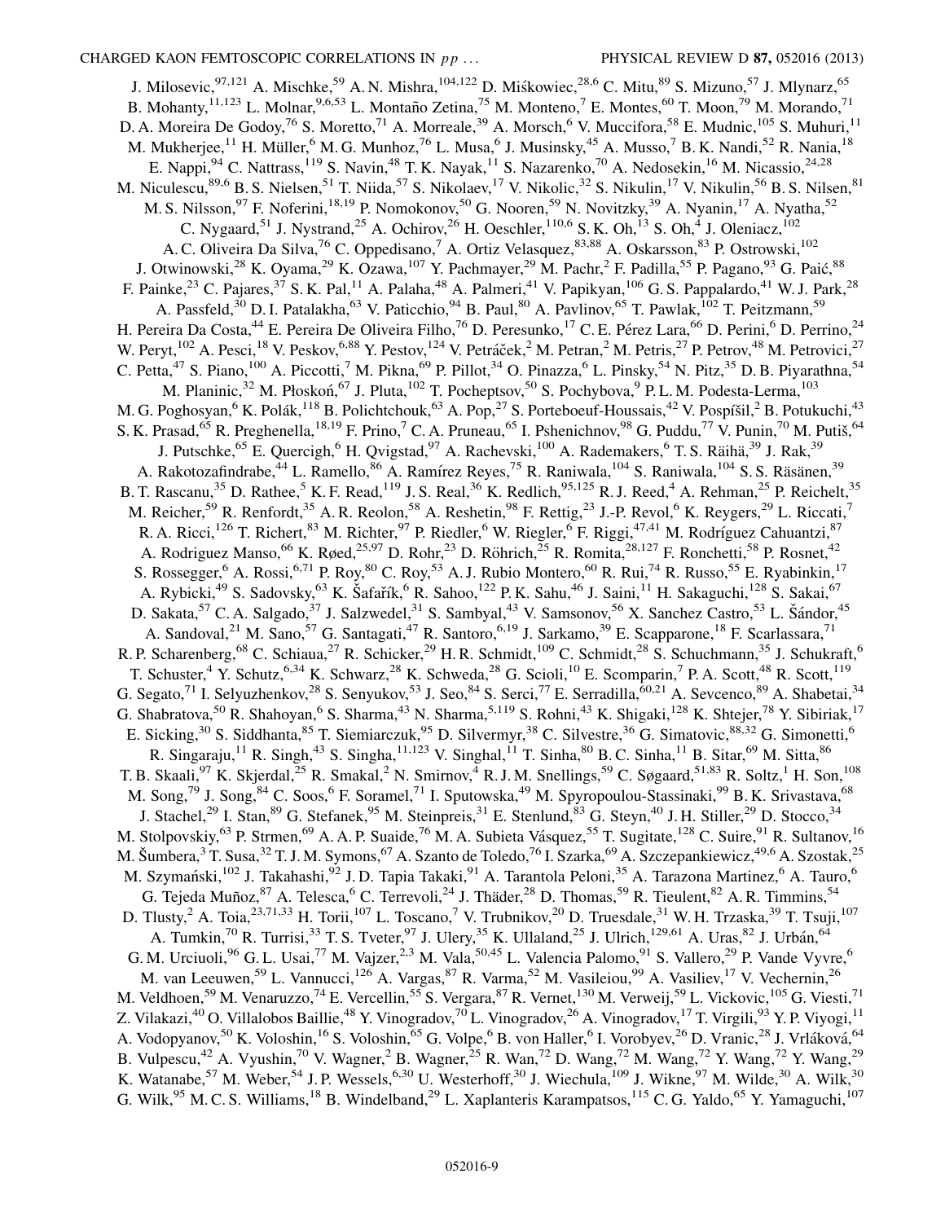J. Milosevic,[97,121] A. Mischke,[59] A. N. Mishra,[104,122] D. Miśkowiec,[28,6] C. Mitu,[89] S. Mizuno,[57] J. Mlynarz,[65] B. Mohanty,[11,123] L. Molnar,[9,6,53] L. Montaño Zetina,[75] M. Monteno,[7] E. Montes,[60] T. Moon,[79] M. Morando,[71] D. A. Moreira De Godoy,[76] S. Moretto,[71] A. Morreale,[39] A. Morsch,[6] V. Muccifora,[58] E. Mudnic,[105] S. Muhuri,[11] M. Mukherjee,[11] H. Müller,[6] M. G. Munhoz,[76] L. Musa,[6] J. Musinsky,[45] A. Musso,[7] B. K. Nandi,[52] R. Nania,[18] E. Nappi,[94] C. Nattrass,[119] S. Navin,[48] T. K. Nayak,[11] S. Nazarenko,[70] A. Nedosekin,[16] M. Nicassio,[24,28] M. Niculescu,[89,6] B. S. Nielsen,[51] T. Niida,[57] S. Nikolaev,[17] V. Nikolic,[32] S. Nikulin,[17] V. Nikulin,[56] B. S. Nilsen,[81] M. S. Nilsson,[97] F. Noferini,[18,19] P. Nomokonov,[50] G. Nooren,[59] N. Novitzky,[39] A. Nyanin,[17] A. Nyatha,[52] C. Nygaard,[51] J. Nystrand,[25] A. Ochirov,[26] H. Oeschler,[110,6] S. K. Oh,[13] S. Oh,[4] J. Oleniacz,[102] A. C. Oliveira Da Silva,[76] C. Oppedisano,[7] A. Ortiz Velasquez,[83,88] A. Oskarsson,[83] P. Ostrowski,[102] J. Otwinowski,[28] K. Oyama,[29] K. Ozawa,[107] Y. Pachmayer,[29] M. Pachr,[2] F. Padilla,[55] P. Pagano,[93] G. Paić,[88] F. Painke,[23] C. Pajares,[37] S. K. Pal,[11] A. Palaha,[48] A. Palmeri,[41] V. Papikyan,[106] G. S. Pappalardo,[41] W. J. Park,[28] A. Passfeld,[30] D. I. Patalakha,[63] V. Paticchio,[94] B. Paul,[80] A. Pavlinov,[65] T. Pawlak,[102] T. Peitzmann,[59] H. Pereira Da Costa,[44] E. Pereira De Oliveira Filho,[76] D. Peresunko,[17] C. E. Pérez Lara,[66] D. Perini,[6] D. Perrino,[24] W. Peryt,[102] A. Pesci,[18] V. Peskov,[6,88] Y. Pestov,[124] V. Petráček,[2] M. Petran,[2] M. Petris,[27] P. Petrov,[48] M. Petrovici,[27] C. Petta,[47] S. Piano,[100] A. Piccotti,[7] M. Pikna,[69] P. Pillot,[34] O. Pinazza,[6] L. Pinsky,[54] N. Pitz,[35] D. B. Piyarathna,[54] M. Planinic,[32] M. Płoskoń,[67] J. Pluta,[102] T. Pocheptsov,[50] S. Pochybova,[9] P. L. M. Podesta-Lerma,[103] M. G. Poghosyan,[6] K. Polák,[118] B. Polichtchouk,[63] A. Pop,[27] S. Porteboeuf-Houssais,[42] V. Pospíšil,[2] B. Potukuchi,[43] S. K. Prasad,[65] R. Preghenella,[18,19] F. Prino,[7] C. A. Pruneau,[65] I. Pshenichnov,[98] G. Puddu,[77] V. Punin,[70] M. Putiš,[64] J. Putschke,[65] E. Quercigh,[6] H. Qvigstad,[97] A. Rachevski,[100] A. Rademakers,[6] T. S. Räihä,[39] J. Rak,[39] A. Rakotozafindrabe,[44] L. Ramello,[86] A. Ramírez Reyes,[75] R. Raniwala,[104] S. Raniwala,[104] S. S. Räsänen,[39] B. T. Rascanu,[35] D. Rathee,[5] K. F. Read,[119] J. S. Real,[36] K. Redlich,[95,125] R. J. Reed,[4] A. Rehman,[25] P. Reichelt,[35] M. Reicher,[59] R. Renfordt,[35] A. R. Reolon,[58] A. Reshetin,[98] F. Rettig,[23] J.-P. Revol,[6] K. Reygers,[29] L. Riccati,[7] R. A. Ricci,[126] T. Richert,[83] M. Richter,[97] P. Riedler,[6] W. Riegler,[6] F. Riggi,[47,41] M. Rodríguez Cahuantzi,[87] A. Rodriguez Manso,[66] K. Røed,[25,97] D. Rohr,[23] D. Röhrich,[25] R. Romita,[28,127] F. Ronchetti,[58] P. Rosnet,[42] S. Rossegger,[6] A. Rossi,[6,71] P. Roy,[80] C. Roy,[53] A. J. Rubio Montero,[60] R. Rui,[74] R. Russo,[55] E. Ryabinkin,[17] A. Rybicki,[49] S. Sadovsky,[63] K. Šafařík,[6] R. Sahoo,[122] P. K. Sahu,[46] J. Saini,[11] H. Sakaguchi,[128] S. Sakai,[67] D. Sakata,[57] C. A. Salgado,[37] J. Salzwedel,[31] S. Sambyal,[43] V. Samsonov,[56] X. Sanchez Castro,[53] L. Šándor,[45] A. Sandoval,[21] M. Sano,[57] G. Santagati,[47] R. Santoro,[6,19] J. Sarkamo,[39] E. Scapparone,[18] F. Scarlassara,[71] R. P. Scharenberg,[68] C. Schiaua,[27] R. Schicker,[29] H. R. Schmidt,[109] C. Schmidt,[28] S. Schuchmann,[35] J. Schukraft,[6] T. Schuster,[4] Y. Schutz,[6,34] K. Schwarz,[28] K. Schweda,[28] G. Scioli,[10] E. Scomparin,[7] P. A. Scott,[48] R. Scott,[119] G. Segato,[71] I. Selyuzhenkov,[28] S. Senyukov,[53] J. Seo,[84] S. Serci,[77] E. Serradilla,[60,21] A. Sevcenco,[89] A. Shabetai,[34] G. Shabratova,[50] R. Shahoyan,[6] S. Sharma,[43] N. Sharma,[5,119] S. Rohni,[43] K. Shigaki,[128] K. Shtejer,[78] Y. Sibiriak,[17] E. Sicking,[30] S. Siddhanta,[85] T. Siemiarczuk,[95] D. Silvermyr,[38] C. Silvestre,[36] G. Simatovic,[88,32] G. Simonetti,[6] R. Singaraju,[11] R. Singh,[43] S. Singha,[11,123] V. Singhal,[11] T. Sinha,[80] B. C. Sinha,[11] B. Sitar,[69] M. Sitta,[86] T. B. Skaali,[97] K. Skjerdal,[25] R. Smakal,[2] N. Smirnov,[4] R. J. M. Snellings,[59] C. Søgaard,[51,83] R. Soltz,[1] H. Son,[108] M. Song,[79] J. Song,[84] C. Soos,[6] F. Soramel,[71] I. Sputowska,[49] M. Spyropoulou-Stassinaki,[99] B. K. Srivastava,[68] J. Stachel,[29] I. Stan,[89] G. Stefanek,[95] M. Steinpreis,[31] E. Stenlund,[83] G. Steyn,[40] J. H. Stiller,[29] D. Stocco,[34] M. Stolpovskiy,[63] P. Strmen,[69] A. A. P. Suaide,[76] M. A. Subieta Vásquez,[55] T. Sugitate,[128] C. Suire,[91] R. Sultanov,[16] M. Šumbera,[3] T. Susa,[32] T. J. M. Symons,[67] A. Szanto de Toledo,[76] I. Szarka,[69] A. Szczepankiewicz,[49,6] A. Szostak,[25] M. Szymański,[102] J. Takahashi,[92] J. D. Tapia Takaki,[91] A. Tarantola Peloni,[35] A. Tarazona Martinez,[6] A. Tauro,[6] G. Tejeda Muñoz,[87] A. Telesca,[6] C. Terrevoli,[24] J. Thäder,[28] D. Thomas,[59] R. Tieulent,[82] A. R. Timmins,[54] D. Tlusty,[2] A. Toia,[23,71,33] H. Torii,[107] L. Toscano,[7] V. Trubnikov,[20] D. Truesdale,[31] W. H. Trzaska,[39] T. Tsuji,[107] A. Tumkin,[70] R. Turrisi,[33] T. S. Tveter,[97] J. Ulery,[35] K. Ullaland,[25] J. Ulrich,[129,61] A. Uras,[82] J. Urbán,[64] G. M. Urciuoli,[96] G. L. Usai,[77] M. Vajzer,[2,3] M. Vala,[50,45] L. Valencia Palomo,[91] S. Vallero,[29] P. Vande Vyvre,[6] M. van Leeuwen,[59] L. Vannucci,[126] A. Vargas,[87] R. Varma,[52] M. Vasileiou,[99] A. Vasiliev,[17] V. Vechernin,[26] M. Veldhoen,[59] M. Venaruzzo,[74] E. Vercellin,[55] S. Vergara,[87] R. Vernet,[130] M. Verweij,[59] L. Vickovic,[105] G. Viesti,[71] Z. Vilakazi,[40] O. Villalobos Baillie,[48] Y. Vinogradov,[70] L. Vinogradov,[26] A. Vinogradov,[17] T. Virgili,[93] Y. P. Viyogi,[11] A. Vodopyanov,[50] K. Voloshin,[16] S. Voloshin,[65] G. Volpe,[6] B. von Haller,[6] I. Vorobyev,[26] D. Vranic,[28] J. Vrláková,[64] B. Vulpescu,[42] A. Vyushin,[70] V. Wagner,[2] B. Wagner,[25] R. Wan,[72] D. Wang,[72] M. Wang,[72] Y. Wang,[72] Y. Wang,[29] K. Watanabe,[57] M. Weber,[54] J. P. Wessels,[6,30] U. Westerhoff,[30] J. Wiechula,[109] J. Wikne,[97] M. Wilde,[30] A. Wilk,[30] G. Wilk,[95] M. C. S. Williams,[18] B. Windelband,[29] L. Xaplanteris Karampatsos,[115] C. G. Yaldo,[65] Y. Yamaguchi,[107]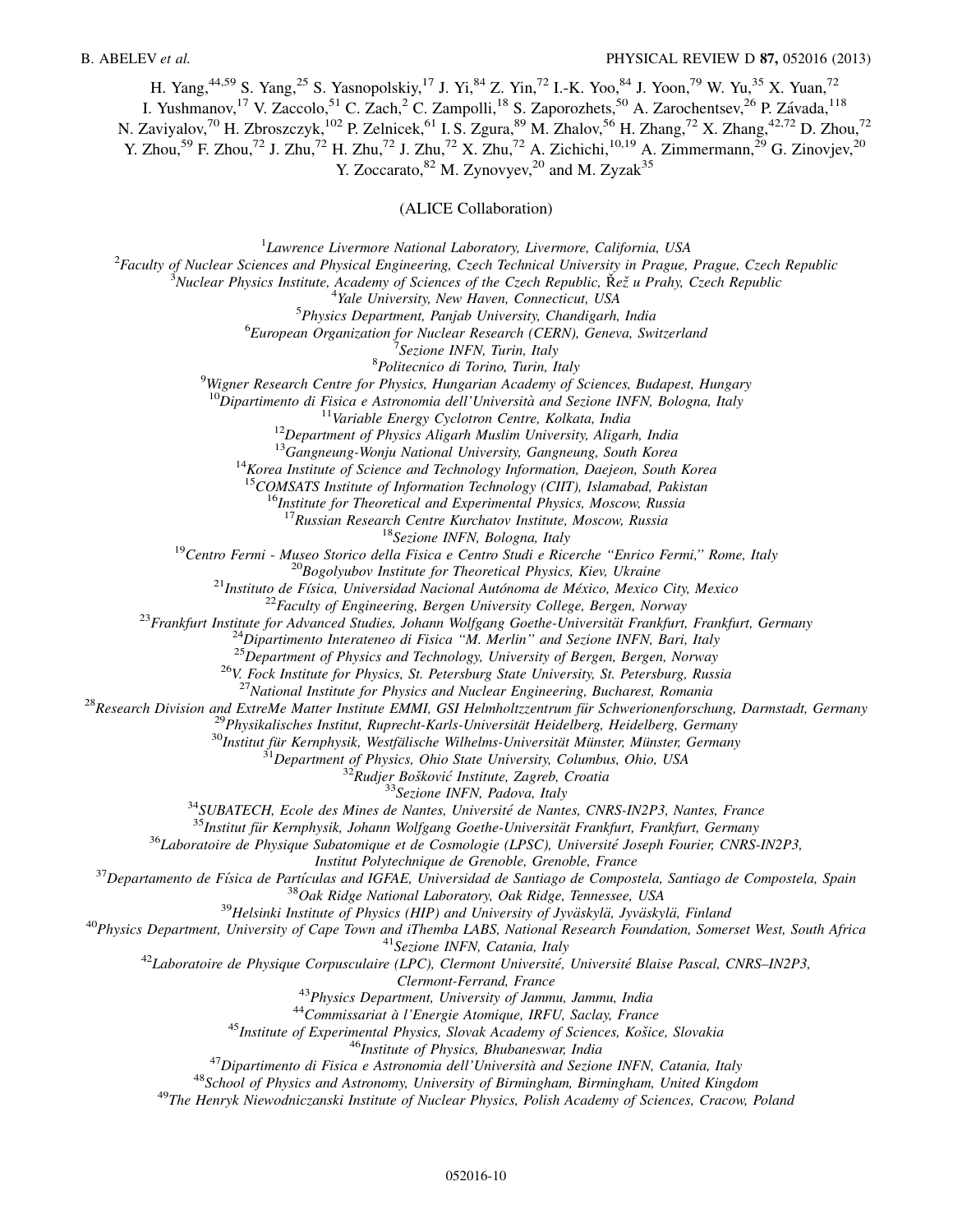H. Yang,[44,59] S. Yang,[25] S. Yasnopolskiy,[17] J. Yi,[84] Z. Yin,[72] I.-K. Yoo,[84] J. Yoon,[79] W. Yu,[35] X. Yuan,[72] I. Yushmanov,[17] V. Zaccolo,[51] C. Zach,[2] C. Zampolli,[18] S. Zaporozhets,[50] A. Zarochentsev,[26] P. Závada,[118] N. Zaviyalov,[70] H. Zbroszczyk,[102] P. Zelnicek,[61] I. S. Zgura,[89] M. Zhalov,[56] H. Zhang,[72] X. Zhang,[42,72] D. Zhou,[72] Y. Zhou,[59] F. Zhou,[72] J. Zhu,[72] H. Zhu,[72] J. Zhu,[72] X. Zhu,[72] A. Zichichi,[10,19] A. Zimmermann,[29] G. Zinovjev,[20] Y. Zoccarato,[82] M. Zynovyev,[20] and M. Zyzak[35]

(ALICE Collaboration)

[1]*Lawrence Livermore National Laboratory, Livermore, California, USA*
[2]*Faculty of Nuclear Sciences and Physical Engineering, Czech Technical University in Prague, Prague, Czech Republic*
[3]*Nuclear Physics Institute, Academy of Sciences of the Czech Republic, Řež u Prahy, Czech Republic*
[4]*Yale University, New Haven, Connecticut, USA*
[5]*Physics Department, Panjab University, Chandigarh, India*
[6]*European Organization for Nuclear Research (CERN), Geneva, Switzerland*
[7]*Sezione INFN, Turin, Italy*
[8]*Politecnico di Torino, Turin, Italy*
[9]*Wigner Research Centre for Physics, Hungarian Academy of Sciences, Budapest, Hungary*
[10]*Dipartimento di Fisica e Astronomia dell'Università and Sezione INFN, Bologna, Italy*
[11]*Variable Energy Cyclotron Centre, Kolkata, India*
[12]*Department of Physics Aligarh Muslim University, Aligarh, India*
[13]*Gangneung-Wonju National University, Gangneung, South Korea*
[14]*Korea Institute of Science and Technology Information, Daejeon, South Korea*
[15]*COMSATS Institute of Information Technology (CIIT), Islamabad, Pakistan*
[16]*Institute for Theoretical and Experimental Physics, Moscow, Russia*
[17]*Russian Research Centre Kurchatov Institute, Moscow, Russia*
[18]*Sezione INFN, Bologna, Italy*
[19]*Centro Fermi - Museo Storico della Fisica e Centro Studi e Ricerche "Enrico Fermi," Rome, Italy*
[20]*Bogolyubov Institute for Theoretical Physics, Kiev, Ukraine*
[21]*Instituto de Física, Universidad Nacional Autónoma de México, Mexico City, Mexico*
[22]*Faculty of Engineering, Bergen University College, Bergen, Norway*
[23]*Frankfurt Institute for Advanced Studies, Johann Wolfgang Goethe-Universität Frankfurt, Frankfurt, Germany*
[24]*Dipartimento Interateneo di Fisica "M. Merlin" and Sezione INFN, Bari, Italy*
[25]*Department of Physics and Technology, University of Bergen, Bergen, Norway*
[26]*V. Fock Institute for Physics, St. Petersburg State University, St. Petersburg, Russia*
[27]*National Institute for Physics and Nuclear Engineering, Bucharest, Romania*
[28]*Research Division and ExtreMe Matter Institute EMMI, GSI Helmholtzzentrum für Schwerionenforschung, Darmstadt, Germany*
[29]*Physikalisches Institut, Ruprecht-Karls-Universität Heidelberg, Heidelberg, Germany*
[30]*Institut für Kernphysik, Westfälische Wilhelms-Universität Münster, Münster, Germany*
[31]*Department of Physics, Ohio State University, Columbus, Ohio, USA*
[32]*Rudjer Bošković Institute, Zagreb, Croatia*
[33]*Sezione INFN, Padova, Italy*
[34]*SUBATECH, Ecole des Mines de Nantes, Université de Nantes, CNRS-IN2P3, Nantes, France*
[35]*Institut für Kernphysik, Johann Wolfgang Goethe-Universität Frankfurt, Frankfurt, Germany*
[36]*Laboratoire de Physique Subatomique et de Cosmologie (LPSC), Université Joseph Fourier, CNRS-IN2P3, Institut Polytechnique de Grenoble, Grenoble, France*
[37]*Departamento de Física de Partículas and IGFAE, Universidad de Santiago de Compostela, Santiago de Compostela, Spain*
[38]*Oak Ridge National Laboratory, Oak Ridge, Tennessee, USA*
[39]*Helsinki Institute of Physics (HIP) and University of Jyväskylä, Jyväskylä, Finland*
[40]*Physics Department, University of Cape Town and iThemba LABS, National Research Foundation, Somerset West, South Africa*
[41]*Sezione INFN, Catania, Italy*
[42]*Laboratoire de Physique Corpusculaire (LPC), Clermont Université, Université Blaise Pascal, CNRS–IN2P3, Clermont-Ferrand, France*
[43]*Physics Department, University of Jammu, Jammu, India*
[44]*Commissariat à l'Energie Atomique, IRFU, Saclay, France*
[45]*Institute of Experimental Physics, Slovak Academy of Sciences, Košice, Slovakia*
[46]*Institute of Physics, Bhubaneswar, India*
[47]*Dipartimento di Fisica e Astronomia dell'Università and Sezione INFN, Catania, Italy*
[48]*School of Physics and Astronomy, University of Birmingham, Birmingham, United Kingdom*
[49]*The Henryk Niewodniczanski Institute of Nuclear Physics, Polish Academy of Sciences, Cracow, Poland*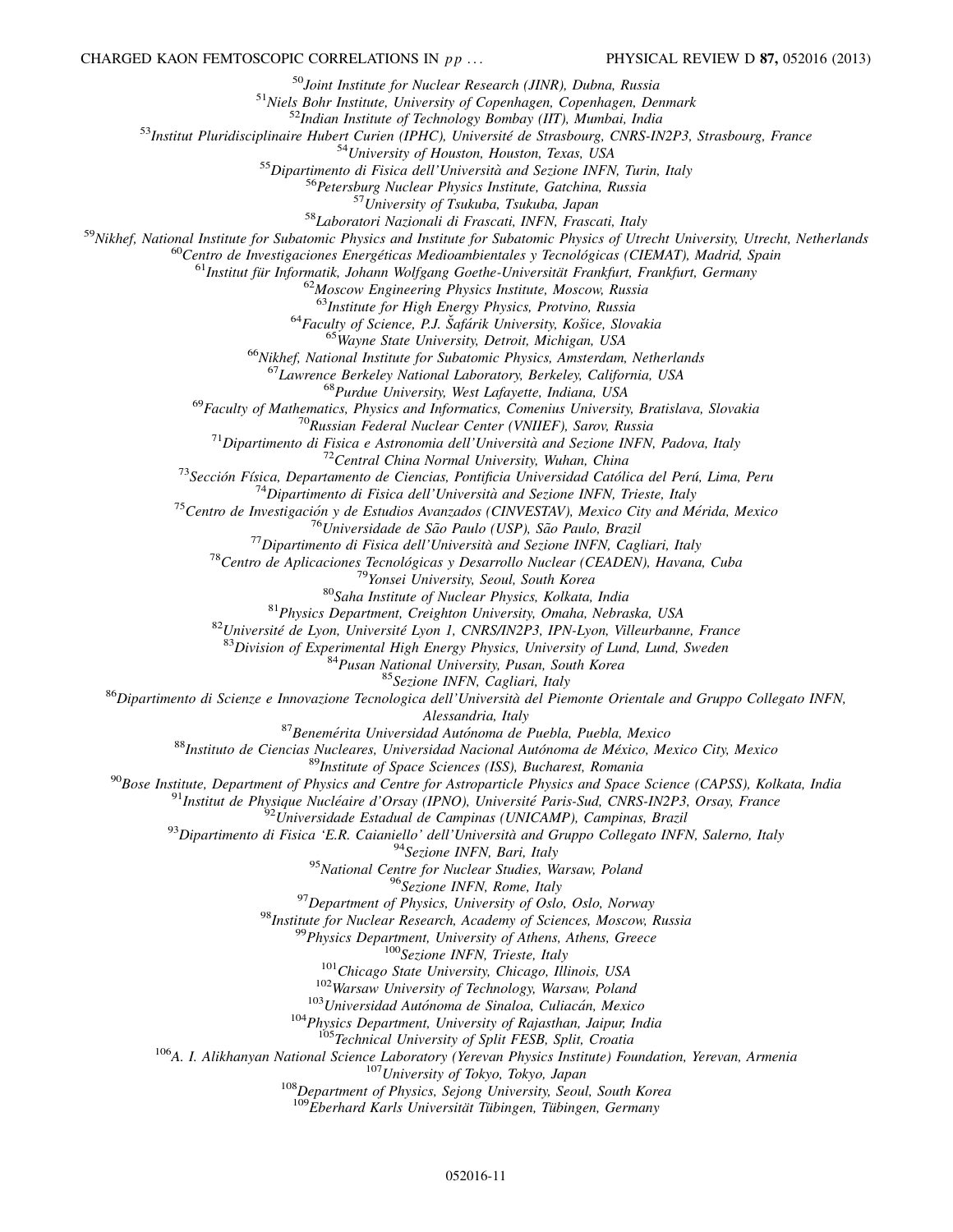[50]Joint Institute for Nuclear Research (JINR), Dubna, Russia
[51]Niels Bohr Institute, University of Copenhagen, Copenhagen, Denmark
[52]Indian Institute of Technology Bombay (IIT), Mumbai, India
[53]Institut Pluridisciplinaire Hubert Curien (IPHC), Université de Strasbourg, CNRS-IN2P3, Strasbourg, France
[54]University of Houston, Houston, Texas, USA
[55]Dipartimento di Fisica dell'Università and Sezione INFN, Turin, Italy
[56]Petersburg Nuclear Physics Institute, Gatchina, Russia
[57]University of Tsukuba, Tsukuba, Japan
[58]Laboratori Nazionali di Frascati, INFN, Frascati, Italy
[59]Nikhef, National Institute for Subatomic Physics and Institute for Subatomic Physics of Utrecht University, Utrecht, Netherlands
[60]Centro de Investigaciones Energéticas Medioambientales y Tecnológicas (CIEMAT), Madrid, Spain
[61]Institut für Informatik, Johann Wolfgang Goethe-Universität Frankfurt, Frankfurt, Germany
[62]Moscow Engineering Physics Institute, Moscow, Russia
[63]Institute for High Energy Physics, Protvino, Russia
[64]Faculty of Science, P.J. Šafárik University, Košice, Slovakia
[65]Wayne State University, Detroit, Michigan, USA
[66]Nikhef, National Institute for Subatomic Physics, Amsterdam, Netherlands
[67]Lawrence Berkeley National Laboratory, Berkeley, California, USA
[68]Purdue University, West Lafayette, Indiana, USA
[69]Faculty of Mathematics, Physics and Informatics, Comenius University, Bratislava, Slovakia
[70]Russian Federal Nuclear Center (VNIIEF), Sarov, Russia
[71]Dipartimento di Fisica e Astronomia dell'Università and Sezione INFN, Padova, Italy
[72]Central China Normal University, Wuhan, China
[73]Sección Física, Departamento de Ciencias, Pontificia Universidad Católica del Perú, Lima, Peru
[74]Dipartimento di Fisica dell'Università and Sezione INFN, Trieste, Italy
[75]Centro de Investigación y de Estudios Avanzados (CINVESTAV), Mexico City and Mérida, Mexico
[76]Universidade de São Paulo (USP), São Paulo, Brazil
[77]Dipartimento di Fisica dell'Università and Sezione INFN, Cagliari, Italy
[78]Centro de Aplicaciones Tecnológicas y Desarrollo Nuclear (CEADEN), Havana, Cuba
[79]Yonsei University, Seoul, South Korea
[80]Saha Institute of Nuclear Physics, Kolkata, India
[81]Physics Department, Creighton University, Omaha, Nebraska, USA
[82]Université de Lyon, Université Lyon 1, CNRS/IN2P3, IPN-Lyon, Villeurbanne, France
[83]Division of Experimental High Energy Physics, University of Lund, Lund, Sweden
[84]Pusan National University, Pusan, South Korea
[85]Sezione INFN, Cagliari, Italy
[86]Dipartimento di Scienze e Innovazione Tecnologica dell'Università del Piemonte Orientale and Gruppo Collegato INFN, Alessandria, Italy
[87]Benemérita Universidad Autónoma de Puebla, Puebla, Mexico
[88]Instituto de Ciencias Nucleares, Universidad Nacional Autónoma de México, Mexico City, Mexico
[89]Institute of Space Sciences (ISS), Bucharest, Romania
[90]Bose Institute, Department of Physics and Centre for Astroparticle Physics and Space Science (CAPSS), Kolkata, India
[91]Institut de Physique Nucléaire d'Orsay (IPNO), Université Paris-Sud, CNRS-IN2P3, Orsay, France
[92]Universidade Estadual de Campinas (UNICAMP), Campinas, Brazil
[93]Dipartimento di Fisica 'E.R. Caianiello' dell'Università and Gruppo Collegato INFN, Salerno, Italy
[94]Sezione INFN, Bari, Italy
[95]National Centre for Nuclear Studies, Warsaw, Poland
[96]Sezione INFN, Rome, Italy
[97]Department of Physics, University of Oslo, Oslo, Norway
[98]Institute for Nuclear Research, Academy of Sciences, Moscow, Russia
[99]Physics Department, University of Athens, Athens, Greece
[100]Sezione INFN, Trieste, Italy
[101]Chicago State University, Chicago, Illinois, USA
[102]Warsaw University of Technology, Warsaw, Poland
[103]Universidad Autónoma de Sinaloa, Culiacán, Mexico
[104]Physics Department, University of Rajasthan, Jaipur, India
[105]Technical University of Split FESB, Split, Croatia
[106]A. I. Alikhanyan National Science Laboratory (Yerevan Physics Institute) Foundation, Yerevan, Armenia
[107]University of Tokyo, Tokyo, Japan
[108]Department of Physics, Sejong University, Seoul, South Korea
[109]Eberhard Karls Universität Tübingen, Tübingen, Germany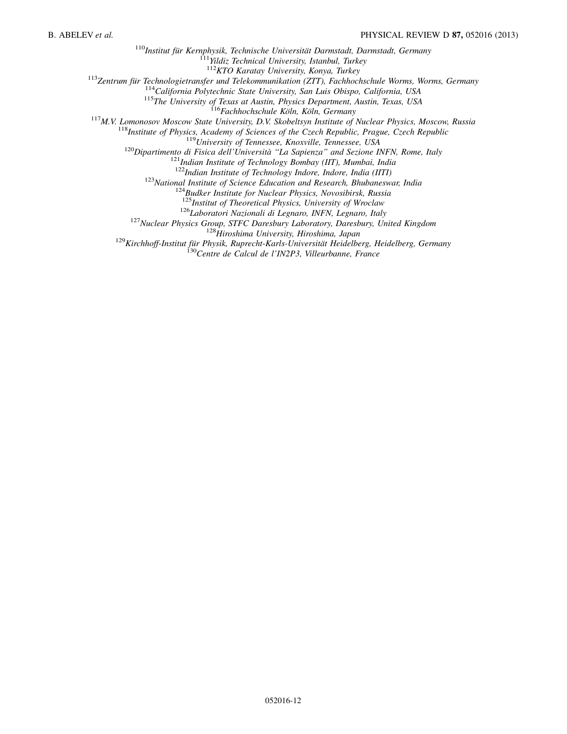[110]*Institut für Kernphysik, Technische Universität Darmstadt, Darmstadt, Germany*
[111]*Yildiz Technical University, Istanbul, Turkey*
[112]*KTO Karatay University, Konya, Turkey*
[113]*Zentrum für Technologietransfer und Telekommunikation (ZTT), Fachhochschule Worms, Worms, Germany*
[114]*California Polytechnic State University, San Luis Obispo, California, USA*
[115]*The University of Texas at Austin, Physics Department, Austin, Texas, USA*
[116]*Fachhochschule Köln, Köln, Germany*
[117]*M.V. Lomonosov Moscow State University, D.V. Skobeltsyn Institute of Nuclear Physics, Moscow, Russia*
[118]*Institute of Physics, Academy of Sciences of the Czech Republic, Prague, Czech Republic*
[119]*University of Tennessee, Knoxville, Tennessee, USA*
[120]*Dipartimento di Fisica dell'Università "La Sapienza" and Sezione INFN, Rome, Italy*
[121]*Indian Institute of Technology Bombay (IIT), Mumbai, India*
[122]*Indian Institute of Technology Indore, Indore, India (IITI)*
[123]*National Institute of Science Education and Research, Bhubaneswar, India*
[124]*Budker Institute for Nuclear Physics, Novosibirsk, Russia*
[125]*Institut of Theoretical Physics, University of Wroclaw*
[126]*Laboratori Nazionali di Legnaro, INFN, Legnaro, Italy*
[127]*Nuclear Physics Group, STFC Daresbury Laboratory, Daresbury, United Kingdom*
[128]*Hiroshima University, Hiroshima, Japan*
[129]*Kirchhoff-Institut für Physik, Ruprecht-Karls-Universität Heidelberg, Heidelberg, Germany*
[130]*Centre de Calcul de l'IN2P3, Villeurbanne, France*